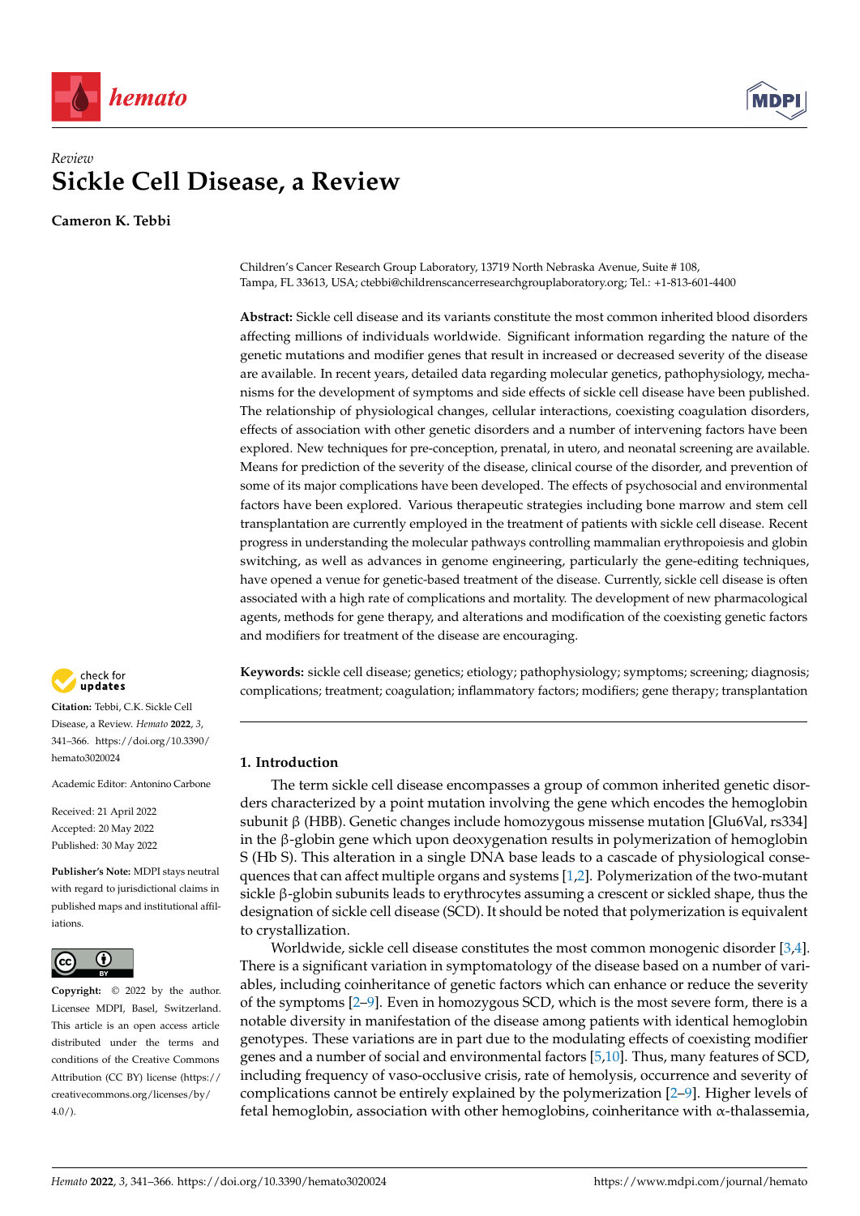*Review*

# Sickle Cell Disease, a Review

**Cameron K. Tebbi**

Children's Cancer Research Group Laboratory, 13719 North Nebraska Avenue, Suite # 108, Tampa, FL 33613, USA; ctebbi@childrenscancerresearchgrouplaboratory.org; Tel.: +1-813-601-4400

**Abstract:** Sickle cell disease and its variants constitute the most common inherited blood disorders affecting millions of individuals worldwide. Significant information regarding the nature of the genetic mutations and modifier genes that result in increased or decreased severity of the disease are available. In recent years, detailed data regarding molecular genetics, pathophysiology, mechanisms for the development of symptoms and side effects of sickle cell disease have been published. The relationship of physiological changes, cellular interactions, coexisting coagulation disorders, effects of association with other genetic disorders and a number of intervening factors have been explored. New techniques for pre-conception, prenatal, in utero, and neonatal screening are available. Means for prediction of the severity of the disease, clinical course of the disorder, and prevention of some of its major complications have been developed. The effects of psychosocial and environmental factors have been explored. Various therapeutic strategies including bone marrow and stem cell transplantation are currently employed in the treatment of patients with sickle cell disease. Recent progress in understanding the molecular pathways controlling mammalian erythropoiesis and globin switching, as well as advances in genome engineering, particularly the gene-editing techniques, have opened a venue for genetic-based treatment of the disease. Currently, sickle cell disease is often associated with a high rate of complications and mortality. The development of new pharmacological agents, methods for gene therapy, and alterations and modification of the coexisting genetic factors and modifiers for treatment of the disease are encouraging.

**Keywords:** sickle cell disease; genetics; etiology; pathophysiology; symptoms; screening; diagnosis; complications; treatment; coagulation; inflammatory factors; modifiers; gene therapy; transplantation

**Citation:** Tebbi, C.K. Sickle Cell Disease, a Review. *Hemato* **2022**, *3*, 341–366. https://doi.org/10.3390/hemato3020024

Academic Editor: Antonino Carbone

Received: 21 April 2022
Accepted: 20 May 2022
Published: 30 May 2022

**Publisher's Note:** MDPI stays neutral with regard to jurisdictional claims in published maps and institutional affiliations.

**Copyright:** © 2022 by the author. Licensee MDPI, Basel, Switzerland. This article is an open access article distributed under the terms and conditions of the Creative Commons Attribution (CC BY) license (https://creativecommons.org/licenses/by/4.0/).

## 1. Introduction

The term sickle cell disease encompasses a group of common inherited genetic disorders characterized by a point mutation involving the gene which encodes the hemoglobin subunit β (HBB). Genetic changes include homozygous missense mutation [Glu6Val, rs334] in the β-globin gene which upon deoxygenation results in polymerization of hemoglobin S (Hb S). This alteration in a single DNA base leads to a cascade of physiological consequences that can affect multiple organs and systems [1,2]. Polymerization of the two-mutant sickle β-globin subunits leads to erythrocytes assuming a crescent or sickled shape, thus the designation of sickle cell disease (SCD). It should be noted that polymerization is equivalent to crystallization.

Worldwide, sickle cell disease constitutes the most common monogenic disorder [3,4]. There is a significant variation in symptomatology of the disease based on a number of variables, including coinheritance of genetic factors which can enhance or reduce the severity of the symptoms [2–9]. Even in homozygous SCD, which is the most severe form, there is a notable diversity in manifestation of the disease among patients with identical hemoglobin genotypes. These variations are in part due to the modulating effects of coexisting modifier genes and a number of social and environmental factors [5,10]. Thus, many features of SCD, including frequency of vaso-occlusive crisis, rate of hemolysis, occurrence and severity of complications cannot be entirely explained by the polymerization [2–9]. Higher levels of fetal hemoglobin, association with other hemoglobins, coinheritance with α-thalassemia,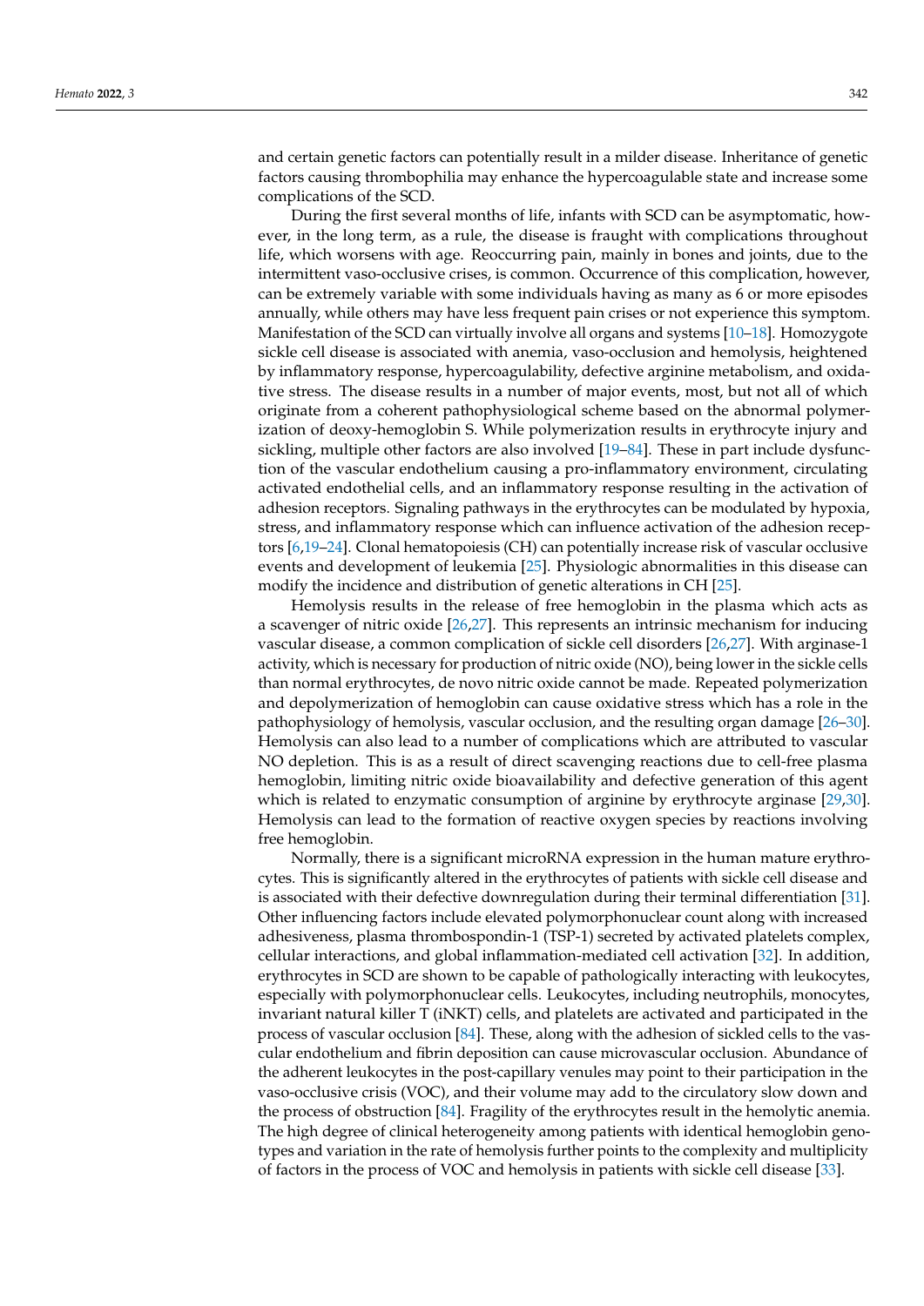and certain genetic factors can potentially result in a milder disease. Inheritance of genetic factors causing thrombophilia may enhance the hypercoagulable state and increase some complications of the SCD.

During the first several months of life, infants with SCD can be asymptomatic, however, in the long term, as a rule, the disease is fraught with complications throughout life, which worsens with age. Reoccurring pain, mainly in bones and joints, due to the intermittent vaso-occlusive crises, is common. Occurrence of this complication, however, can be extremely variable with some individuals having as many as 6 or more episodes annually, while others may have less frequent pain crises or not experience this symptom. Manifestation of the SCD can virtually involve all organs and systems [10–18]. Homozygote sickle cell disease is associated with anemia, vaso-occlusion and hemolysis, heightened by inflammatory response, hypercoagulability, defective arginine metabolism, and oxidative stress. The disease results in a number of major events, most, but not all of which originate from a coherent pathophysiological scheme based on the abnormal polymerization of deoxy-hemoglobin S. While polymerization results in erythrocyte injury and sickling, multiple other factors are also involved [19–84]. These in part include dysfunction of the vascular endothelium causing a pro-inflammatory environment, circulating activated endothelial cells, and an inflammatory response resulting in the activation of adhesion receptors. Signaling pathways in the erythrocytes can be modulated by hypoxia, stress, and inflammatory response which can influence activation of the adhesion receptors [6,19–24]. Clonal hematopoiesis (CH) can potentially increase risk of vascular occlusive events and development of leukemia [25]. Physiologic abnormalities in this disease can modify the incidence and distribution of genetic alterations in CH [25].

Hemolysis results in the release of free hemoglobin in the plasma which acts as a scavenger of nitric oxide [26,27]. This represents an intrinsic mechanism for inducing vascular disease, a common complication of sickle cell disorders [26,27]. With arginase-1 activity, which is necessary for production of nitric oxide (NO), being lower in the sickle cells than normal erythrocytes, de novo nitric oxide cannot be made. Repeated polymerization and depolymerization of hemoglobin can cause oxidative stress which has a role in the pathophysiology of hemolysis, vascular occlusion, and the resulting organ damage [26–30]. Hemolysis can also lead to a number of complications which are attributed to vascular NO depletion. This is as a result of direct scavenging reactions due to cell-free plasma hemoglobin, limiting nitric oxide bioavailability and defective generation of this agent which is related to enzymatic consumption of arginine by erythrocyte arginase [29,30]. Hemolysis can lead to the formation of reactive oxygen species by reactions involving free hemoglobin.

Normally, there is a significant microRNA expression in the human mature erythrocytes. This is significantly altered in the erythrocytes of patients with sickle cell disease and is associated with their defective downregulation during their terminal differentiation [31]. Other influencing factors include elevated polymorphonuclear count along with increased adhesiveness, plasma thrombospondin-1 (TSP-1) secreted by activated platelets complex, cellular interactions, and global inflammation-mediated cell activation [32]. In addition, erythrocytes in SCD are shown to be capable of pathologically interacting with leukocytes, especially with polymorphonuclear cells. Leukocytes, including neutrophils, monocytes, invariant natural killer T (iNKT) cells, and platelets are activated and participated in the process of vascular occlusion [84]. These, along with the adhesion of sickled cells to the vascular endothelium and fibrin deposition can cause microvascular occlusion. Abundance of the adherent leukocytes in the post-capillary venules may point to their participation in the vaso-occlusive crisis (VOC), and their volume may add to the circulatory slow down and the process of obstruction [84]. Fragility of the erythrocytes result in the hemolytic anemia. The high degree of clinical heterogeneity among patients with identical hemoglobin genotypes and variation in the rate of hemolysis further points to the complexity and multiplicity of factors in the process of VOC and hemolysis in patients with sickle cell disease [33].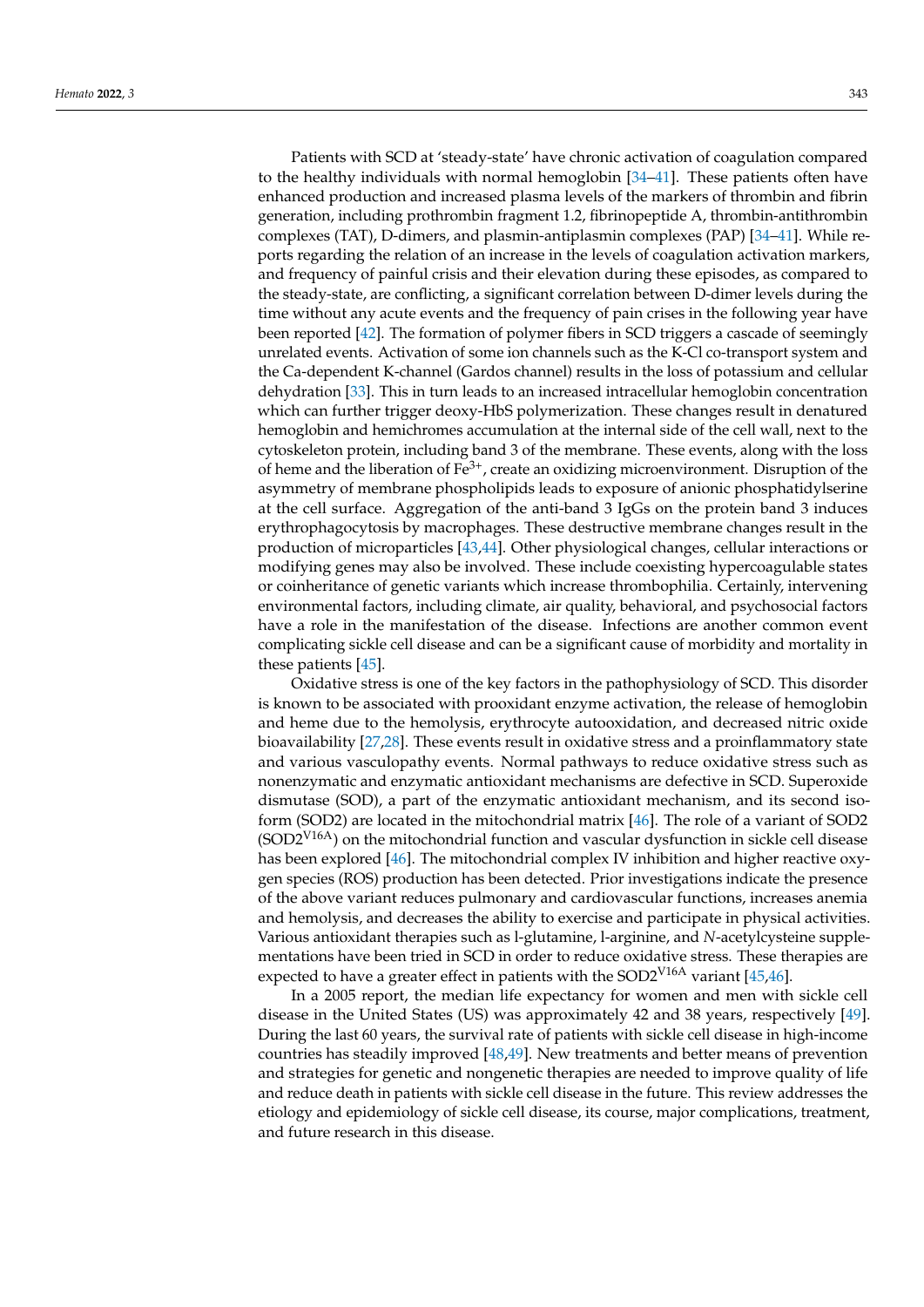Patients with SCD at 'steady-state' have chronic activation of coagulation compared to the healthy individuals with normal hemoglobin [34–41]. These patients often have enhanced production and increased plasma levels of the markers of thrombin and fibrin generation, including prothrombin fragment 1.2, fibrinopeptide A, thrombin-antithrombin complexes (TAT), D-dimers, and plasmin-antiplasmin complexes (PAP) [34–41]. While reports regarding the relation of an increase in the levels of coagulation activation markers, and frequency of painful crisis and their elevation during these episodes, as compared to the steady-state, are conflicting, a significant correlation between D-dimer levels during the time without any acute events and the frequency of pain crises in the following year have been reported [42]. The formation of polymer fibers in SCD triggers a cascade of seemingly unrelated events. Activation of some ion channels such as the K-Cl co-transport system and the Ca-dependent K-channel (Gardos channel) results in the loss of potassium and cellular dehydration [33]. This in turn leads to an increased intracellular hemoglobin concentration which can further trigger deoxy-HbS polymerization. These changes result in denatured hemoglobin and hemichromes accumulation at the internal side of the cell wall, next to the cytoskeleton protein, including band 3 of the membrane. These events, along with the loss of heme and the liberation of $Fe^{3+}$, create an oxidizing microenvironment. Disruption of the asymmetry of membrane phospholipids leads to exposure of anionic phosphatidylserine at the cell surface. Aggregation of the anti-band 3 IgGs on the protein band 3 induces erythrophagocytosis by macrophages. These destructive membrane changes result in the production of microparticles [43,44]. Other physiological changes, cellular interactions or modifying genes may also be involved. These include coexisting hypercoagulable states or coinheritance of genetic variants which increase thrombophilia. Certainly, intervening environmental factors, including climate, air quality, behavioral, and psychosocial factors have a role in the manifestation of the disease. Infections are another common event complicating sickle cell disease and can be a significant cause of morbidity and mortality in these patients [45].

Oxidative stress is one of the key factors in the pathophysiology of SCD. This disorder is known to be associated with prooxidant enzyme activation, the release of hemoglobin and heme due to the hemolysis, erythrocyte autooxidation, and decreased nitric oxide bioavailability [27,28]. These events result in oxidative stress and a proinflammatory state and various vasculopathy events. Normal pathways to reduce oxidative stress such as nonenzymatic and enzymatic antioxidant mechanisms are defective in SCD. Superoxide dismutase (SOD), a part of the enzymatic antioxidant mechanism, and its second isoform (SOD2) are located in the mitochondrial matrix [46]. The role of a variant of SOD2 ($SOD2^{V16A}$) on the mitochondrial function and vascular dysfunction in sickle cell disease has been explored [46]. The mitochondrial complex IV inhibition and higher reactive oxygen species (ROS) production has been detected. Prior investigations indicate the presence of the above variant reduces pulmonary and cardiovascular functions, increases anemia and hemolysis, and decreases the ability to exercise and participate in physical activities. Various antioxidant therapies such as l-glutamine, l-arginine, and *N*-acetylcysteine supplementations have been tried in SCD in order to reduce oxidative stress. These therapies are expected to have a greater effect in patients with the $SOD2^{V16A}$ variant [45,46].

In a 2005 report, the median life expectancy for women and men with sickle cell disease in the United States (US) was approximately 42 and 38 years, respectively [49]. During the last 60 years, the survival rate of patients with sickle cell disease in high-income countries has steadily improved [48,49]. New treatments and better means of prevention and strategies for genetic and nongenetic therapies are needed to improve quality of life and reduce death in patients with sickle cell disease in the future. This review addresses the etiology and epidemiology of sickle cell disease, its course, major complications, treatment, and future research in this disease.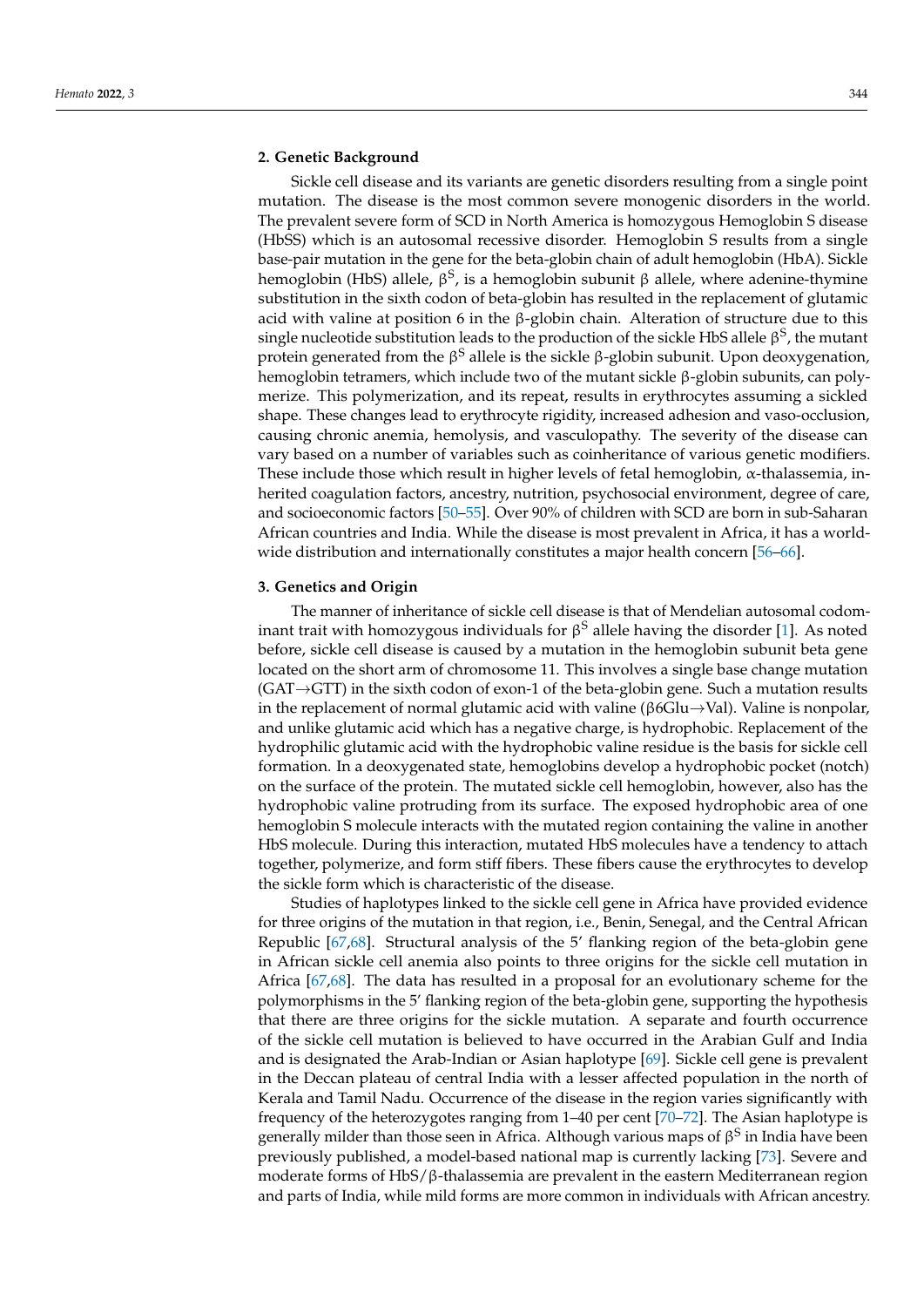## 2. Genetic Background

Sickle cell disease and its variants are genetic disorders resulting from a single point mutation. The disease is the most common severe monogenic disorders in the world. The prevalent severe form of SCD in North America is homozygous Hemoglobin S disease (HbSS) which is an autosomal recessive disorder. Hemoglobin S results from a single base-pair mutation in the gene for the beta-globin chain of adult hemoglobin (HbA). Sickle hemoglobin (HbS) allele, $\beta^S$, is a hemoglobin subunit β allele, where adenine-thymine substitution in the sixth codon of beta-globin has resulted in the replacement of glutamic acid with valine at position 6 in the β-globin chain. Alteration of structure due to this single nucleotide substitution leads to the production of the sickle HbS allele $\beta^S$, the mutant protein generated from the $\beta^S$ allele is the sickle β-globin subunit. Upon deoxygenation, hemoglobin tetramers, which include two of the mutant sickle β-globin subunits, can polymerize. This polymerization, and its repeat, results in erythrocytes assuming a sickled shape. These changes lead to erythrocyte rigidity, increased adhesion and vaso-occlusion, causing chronic anemia, hemolysis, and vasculopathy. The severity of the disease can vary based on a number of variables such as coinheritance of various genetic modifiers. These include those which result in higher levels of fetal hemoglobin, α-thalassemia, inherited coagulation factors, ancestry, nutrition, psychosocial environment, degree of care, and socioeconomic factors [50–55]. Over 90% of children with SCD are born in sub-Saharan African countries and India. While the disease is most prevalent in Africa, it has a worldwide distribution and internationally constitutes a major health concern [56–66].

## 3. Genetics and Origin

The manner of inheritance of sickle cell disease is that of Mendelian autosomal codominant trait with homozygous individuals for $\beta^S$ allele having the disorder [1]. As noted before, sickle cell disease is caused by a mutation in the hemoglobin subunit beta gene located on the short arm of chromosome 11. This involves a single base change mutation (GAT→GTT) in the sixth codon of exon-1 of the beta-globin gene. Such a mutation results in the replacement of normal glutamic acid with valine (β6Glu→Val). Valine is nonpolar, and unlike glutamic acid which has a negative charge, is hydrophobic. Replacement of the hydrophilic glutamic acid with the hydrophobic valine residue is the basis for sickle cell formation. In a deoxygenated state, hemoglobins develop a hydrophobic pocket (notch) on the surface of the protein. The mutated sickle cell hemoglobin, however, also has the hydrophobic valine protruding from its surface. The exposed hydrophobic area of one hemoglobin S molecule interacts with the mutated region containing the valine in another HbS molecule. During this interaction, mutated HbS molecules have a tendency to attach together, polymerize, and form stiff fibers. These fibers cause the erythrocytes to develop the sickle form which is characteristic of the disease.

Studies of haplotypes linked to the sickle cell gene in Africa have provided evidence for three origins of the mutation in that region, i.e., Benin, Senegal, and the Central African Republic [67,68]. Structural analysis of the 5′ flanking region of the beta-globin gene in African sickle cell anemia also points to three origins for the sickle cell mutation in Africa [67,68]. The data has resulted in a proposal for an evolutionary scheme for the polymorphisms in the 5′ flanking region of the beta-globin gene, supporting the hypothesis that there are three origins for the sickle mutation. A separate and fourth occurrence of the sickle cell mutation is believed to have occurred in the Arabian Gulf and India and is designated the Arab-Indian or Asian haplotype [69]. Sickle cell gene is prevalent in the Deccan plateau of central India with a lesser affected population in the north of Kerala and Tamil Nadu. Occurrence of the disease in the region varies significantly with frequency of the heterozygotes ranging from 1–40 per cent [70–72]. The Asian haplotype is generally milder than those seen in Africa. Although various maps of $\beta^S$ in India have been previously published, a model-based national map is currently lacking [73]. Severe and moderate forms of HbS/β-thalassemia are prevalent in the eastern Mediterranean region and parts of India, while mild forms are more common in individuals with African ancestry.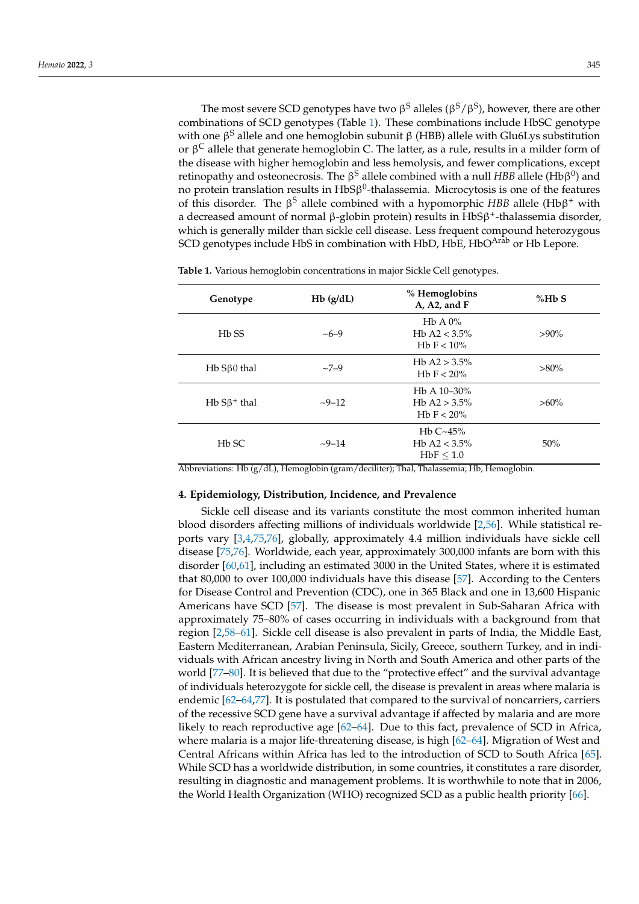The most severe SCD genotypes have two $\beta^S$ alleles ($\beta^S/\beta^S$), however, there are other combinations of SCD genotypes (Table 1). These combinations include HbSC genotype with one $\beta^S$ allele and one hemoglobin subunit β (HBB) allele with Glu6Lys substitution or $\beta^C$ allele that generate hemoglobin C. The latter, as a rule, results in a milder form of the disease with higher hemoglobin and less hemolysis, and fewer complications, except retinopathy and osteonecrosis. The $\beta^S$ allele combined with a null *HBB* allele (Hb$\beta^0$) and no protein translation results in HbS$\beta^0$-thalassemia. Microcytosis is one of the features of this disorder. The $\beta^S$ allele combined with a hypomorphic *HBB* allele (Hb$\beta^+$ with a decreased amount of normal β-globin protein) results in HbS$\beta^+$-thalassemia disorder, which is generally milder than sickle cell disease. Less frequent compound heterozygous SCD genotypes include HbS in combination with HbD, HbE, $HbO^{Arab}$ or Hb Lepore.

**Table 1.** Various hemoglobin concentrations in major Sickle Cell genotypes.

| Genotype | Hb (g/dL) | % Hemoglobins A, A2, and F | %Hb S |
|---|---|---|---|
| Hb SS | ~6–9 | Hb A 0%<br>Hb A2 < 3.5%<br>Hb F < 10% | >90% |
| Hb Sβ0 thal | ~7–9 | Hb A2 > 3.5%<br>Hb F < 20% | >80% |
| Hb S$\beta^+$ thal | ~9–12 | Hb A 10–30%<br>Hb A2 > 3.5%<br>Hb F < 20% | >60% |
| Hb SC | ~9–14 | Hb C~45%<br>Hb A2 < 3.5%<br>HbF $\leq$ 1.0 | 50% |

Abbreviations: Hb (g/dL), Hemoglobin (gram/deciliter); Thal, Thalassemia; Hb, Hemoglobin.

## 4. Epidemiology, Distribution, Incidence, and Prevalence

Sickle cell disease and its variants constitute the most common inherited human blood disorders affecting millions of individuals worldwide [2,56]. While statistical reports vary [3,4,75,76], globally, approximately 4.4 million individuals have sickle cell disease [75,76]. Worldwide, each year, approximately 300,000 infants are born with this disorder [60,61], including an estimated 3000 in the United States, where it is estimated that 80,000 to over 100,000 individuals have this disease [57]. According to the Centers for Disease Control and Prevention (CDC), one in 365 Black and one in 13,600 Hispanic Americans have SCD [57]. The disease is most prevalent in Sub-Saharan Africa with approximately 75–80% of cases occurring in individuals with a background from that region [2,58–61]. Sickle cell disease is also prevalent in parts of India, the Middle East, Eastern Mediterranean, Arabian Peninsula, Sicily, Greece, southern Turkey, and in individuals with African ancestry living in North and South America and other parts of the world [77–80]. It is believed that due to the "protective effect" and the survival advantage of individuals heterozygote for sickle cell, the disease is prevalent in areas where malaria is endemic [62–64,77]. It is postulated that compared to the survival of noncarriers, carriers of the recessive SCD gene have a survival advantage if affected by malaria and are more likely to reach reproductive age [62–64]. Due to this fact, prevalence of SCD in Africa, where malaria is a major life-threatening disease, is high [62–64]. Migration of West and Central Africans within Africa has led to the introduction of SCD to South Africa [65]. While SCD has a worldwide distribution, in some countries, it constitutes a rare disorder, resulting in diagnostic and management problems. It is worthwhile to note that in 2006, the World Health Organization (WHO) recognized SCD as a public health priority [66].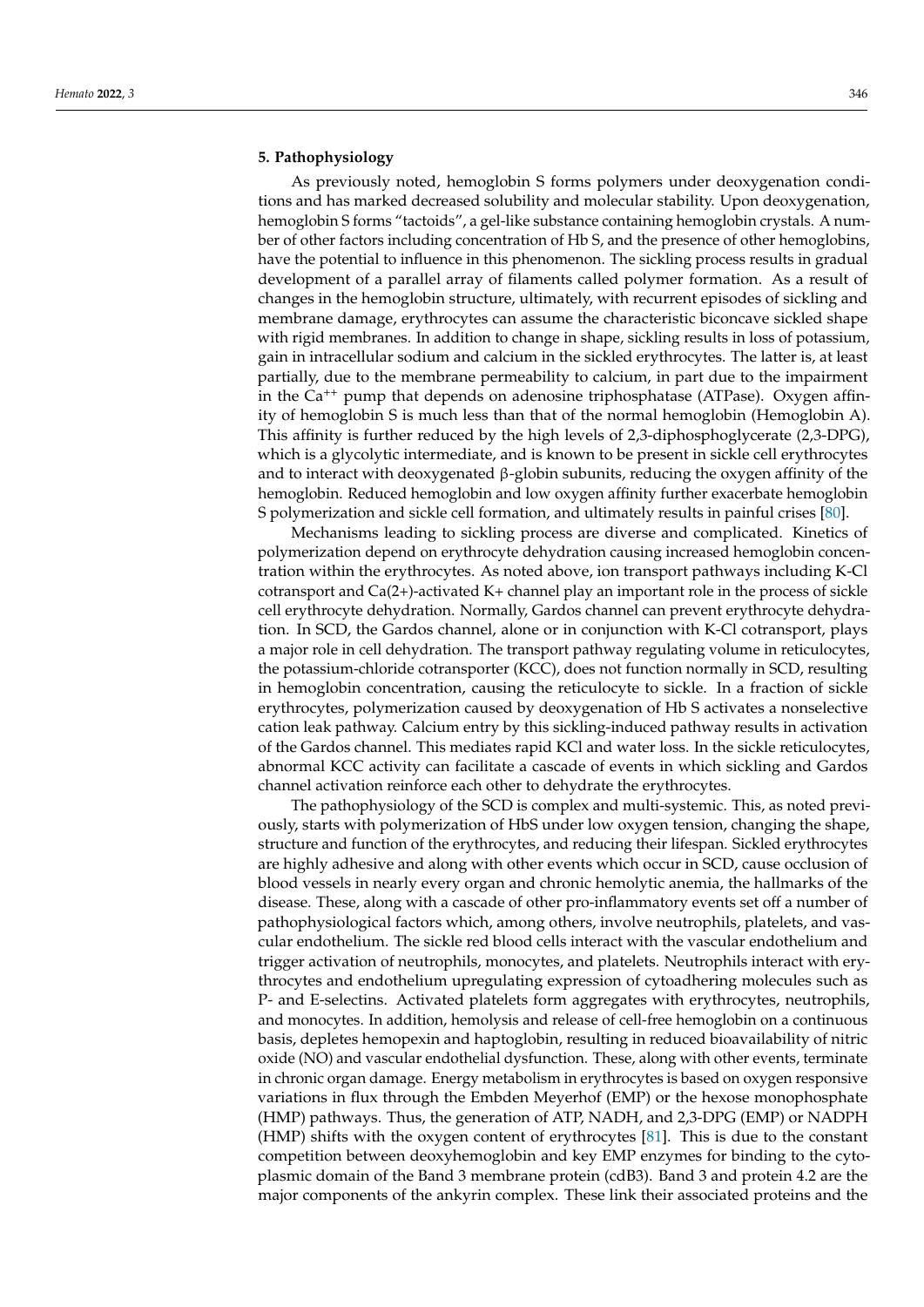## 5. Pathophysiology

As previously noted, hemoglobin S forms polymers under deoxygenation conditions and has marked decreased solubility and molecular stability. Upon deoxygenation, hemoglobin S forms "tactoids", a gel-like substance containing hemoglobin crystals. A number of other factors including concentration of Hb S, and the presence of other hemoglobins, have the potential to influence in this phenomenon. The sickling process results in gradual development of a parallel array of filaments called polymer formation. As a result of changes in the hemoglobin structure, ultimately, with recurrent episodes of sickling and membrane damage, erythrocytes can assume the characteristic biconcave sickled shape with rigid membranes. In addition to change in shape, sickling results in loss of potassium, gain in intracellular sodium and calcium in the sickled erythrocytes. The latter is, at least partially, due to the membrane permeability to calcium, in part due to the impairment in the $Ca^{++}$ pump that depends on adenosine triphosphatase (ATPase). Oxygen affinity of hemoglobin S is much less than that of the normal hemoglobin (Hemoglobin A). This affinity is further reduced by the high levels of 2,3-diphosphoglycerate (2,3-DPG), which is a glycolytic intermediate, and is known to be present in sickle cell erythrocytes and to interact with deoxygenated β-globin subunits, reducing the oxygen affinity of the hemoglobin. Reduced hemoglobin and low oxygen affinity further exacerbate hemoglobin S polymerization and sickle cell formation, and ultimately results in painful crises [80].

Mechanisms leading to sickling process are diverse and complicated. Kinetics of polymerization depend on erythrocyte dehydration causing increased hemoglobin concentration within the erythrocytes. As noted above, ion transport pathways including K-Cl cotransport and Ca(2+)-activated K+ channel play an important role in the process of sickle cell erythrocyte dehydration. Normally, Gardos channel can prevent erythrocyte dehydration. In SCD, the Gardos channel, alone or in conjunction with K-Cl cotransport, plays a major role in cell dehydration. The transport pathway regulating volume in reticulocytes, the potassium-chloride cotransporter (KCC), does not function normally in SCD, resulting in hemoglobin concentration, causing the reticulocyte to sickle. In a fraction of sickle erythrocytes, polymerization caused by deoxygenation of Hb S activates a nonselective cation leak pathway. Calcium entry by this sickling-induced pathway results in activation of the Gardos channel. This mediates rapid KCl and water loss. In the sickle reticulocytes, abnormal KCC activity can facilitate a cascade of events in which sickling and Gardos channel activation reinforce each other to dehydrate the erythrocytes.

The pathophysiology of the SCD is complex and multi-systemic. This, as noted previously, starts with polymerization of HbS under low oxygen tension, changing the shape, structure and function of the erythrocytes, and reducing their lifespan. Sickled erythrocytes are highly adhesive and along with other events which occur in SCD, cause occlusion of blood vessels in nearly every organ and chronic hemolytic anemia, the hallmarks of the disease. These, along with a cascade of other pro-inflammatory events set off a number of pathophysiological factors which, among others, involve neutrophils, platelets, and vascular endothelium. The sickle red blood cells interact with the vascular endothelium and trigger activation of neutrophils, monocytes, and platelets. Neutrophils interact with erythrocytes and endothelium upregulating expression of cytoadhering molecules such as P- and E-selectins. Activated platelets form aggregates with erythrocytes, neutrophils, and monocytes. In addition, hemolysis and release of cell-free hemoglobin on a continuous basis, depletes hemopexin and haptoglobin, resulting in reduced bioavailability of nitric oxide (NO) and vascular endothelial dysfunction. These, along with other events, terminate in chronic organ damage. Energy metabolism in erythrocytes is based on oxygen responsive variations in flux through the Embden Meyerhof (EMP) or the hexose monophosphate (HMP) pathways. Thus, the generation of ATP, NADH, and 2,3-DPG (EMP) or NADPH (HMP) shifts with the oxygen content of erythrocytes [81]. This is due to the constant competition between deoxyhemoglobin and key EMP enzymes for binding to the cytoplasmic domain of the Band 3 membrane protein (cdB3). Band 3 and protein 4.2 are the major components of the ankyrin complex. These link their associated proteins and the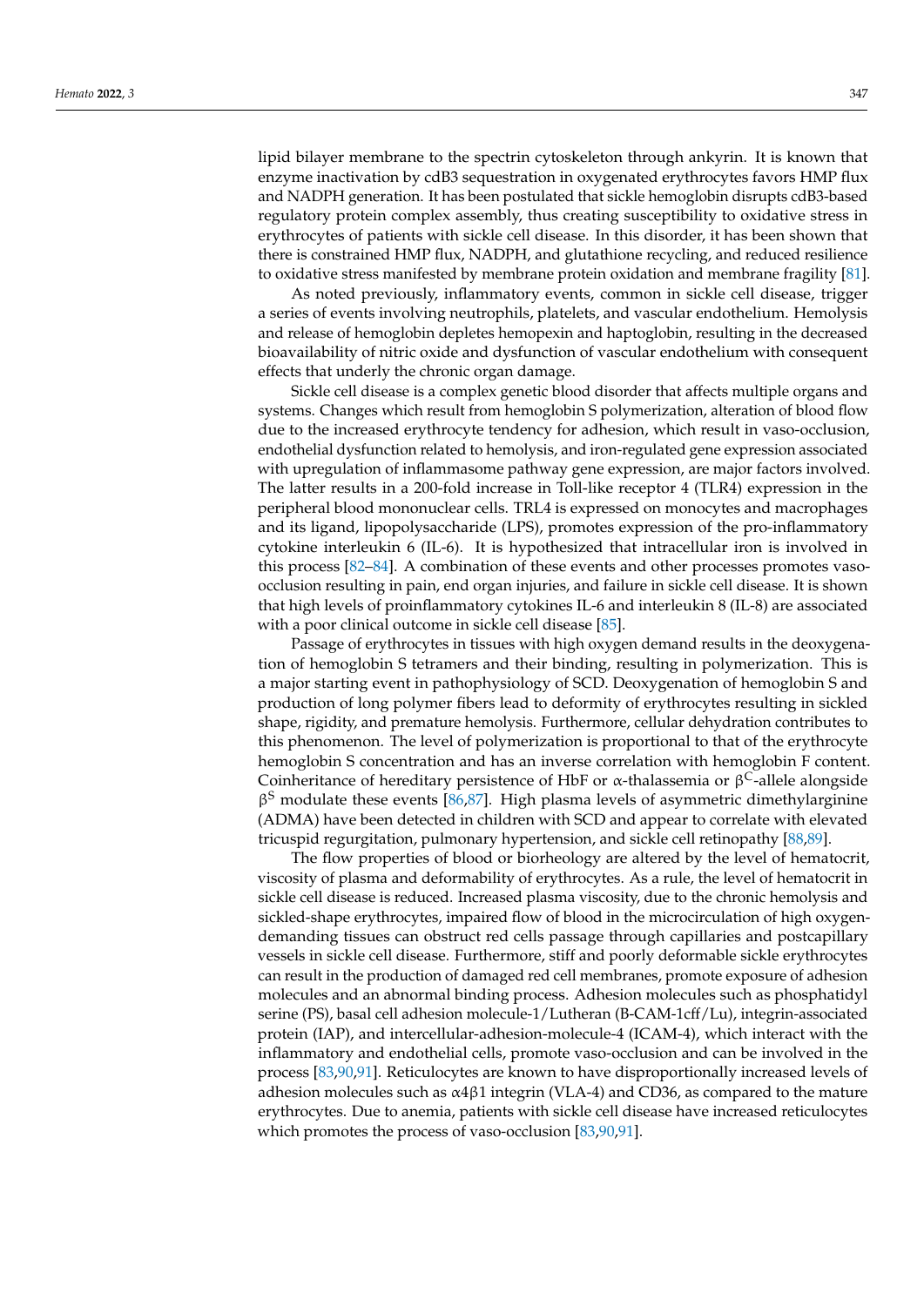lipid bilayer membrane to the spectrin cytoskeleton through ankyrin. It is known that enzyme inactivation by cdB3 sequestration in oxygenated erythrocytes favors HMP flux and NADPH generation. It has been postulated that sickle hemoglobin disrupts cdB3-based regulatory protein complex assembly, thus creating susceptibility to oxidative stress in erythrocytes of patients with sickle cell disease. In this disorder, it has been shown that there is constrained HMP flux, NADPH, and glutathione recycling, and reduced resilience to oxidative stress manifested by membrane protein oxidation and membrane fragility [81].

As noted previously, inflammatory events, common in sickle cell disease, trigger a series of events involving neutrophils, platelets, and vascular endothelium. Hemolysis and release of hemoglobin depletes hemopexin and haptoglobin, resulting in the decreased bioavailability of nitric oxide and dysfunction of vascular endothelium with consequent effects that underly the chronic organ damage.

Sickle cell disease is a complex genetic blood disorder that affects multiple organs and systems. Changes which result from hemoglobin S polymerization, alteration of blood flow due to the increased erythrocyte tendency for adhesion, which result in vaso-occlusion, endothelial dysfunction related to hemolysis, and iron-regulated gene expression associated with upregulation of inflammasome pathway gene expression, are major factors involved. The latter results in a 200-fold increase in Toll-like receptor 4 (TLR4) expression in the peripheral blood mononuclear cells. TRL4 is expressed on monocytes and macrophages and its ligand, lipopolysaccharide (LPS), promotes expression of the pro-inflammatory cytokine interleukin 6 (IL-6). It is hypothesized that intracellular iron is involved in this process [82–84]. A combination of these events and other processes promotes vaso-occlusion resulting in pain, end organ injuries, and failure in sickle cell disease. It is shown that high levels of proinflammatory cytokines IL-6 and interleukin 8 (IL-8) are associated with a poor clinical outcome in sickle cell disease [85].

Passage of erythrocytes in tissues with high oxygen demand results in the deoxygenation of hemoglobin S tetramers and their binding, resulting in polymerization. This is a major starting event in pathophysiology of SCD. Deoxygenation of hemoglobin S and production of long polymer fibers lead to deformity of erythrocytes resulting in sickled shape, rigidity, and premature hemolysis. Furthermore, cellular dehydration contributes to this phenomenon. The level of polymerization is proportional to that of the erythrocyte hemoglobin S concentration and has an inverse correlation with hemoglobin F content. Coinheritance of hereditary persistence of HbF or α-thalassemia or $\beta^{C}$-allele alongside $\beta^{S}$ modulate these events [86,87]. High plasma levels of asymmetric dimethylarginine (ADMA) have been detected in children with SCD and appear to correlate with elevated tricuspid regurgitation, pulmonary hypertension, and sickle cell retinopathy [88,89].

The flow properties of blood or biorheology are altered by the level of hematocrit, viscosity of plasma and deformability of erythrocytes. As a rule, the level of hematocrit in sickle cell disease is reduced. Increased plasma viscosity, due to the chronic hemolysis and sickled-shape erythrocytes, impaired flow of blood in the microcirculation of high oxygen-demanding tissues can obstruct red cells passage through capillaries and postcapillary vessels in sickle cell disease. Furthermore, stiff and poorly deformable sickle erythrocytes can result in the production of damaged red cell membranes, promote exposure of adhesion molecules and an abnormal binding process. Adhesion molecules such as phosphatidyl serine (PS), basal cell adhesion molecule-1/Lutheran (B-CAM-1cff/Lu), integrin-associated protein (IAP), and intercellular-adhesion-molecule-4 (ICAM-4), which interact with the inflammatory and endothelial cells, promote vaso-occlusion and can be involved in the process [83,90,91]. Reticulocytes are known to have disproportionally increased levels of adhesion molecules such as α4β1 integrin (VLA-4) and CD36, as compared to the mature erythrocytes. Due to anemia, patients with sickle cell disease have increased reticulocytes which promotes the process of vaso-occlusion [83,90,91].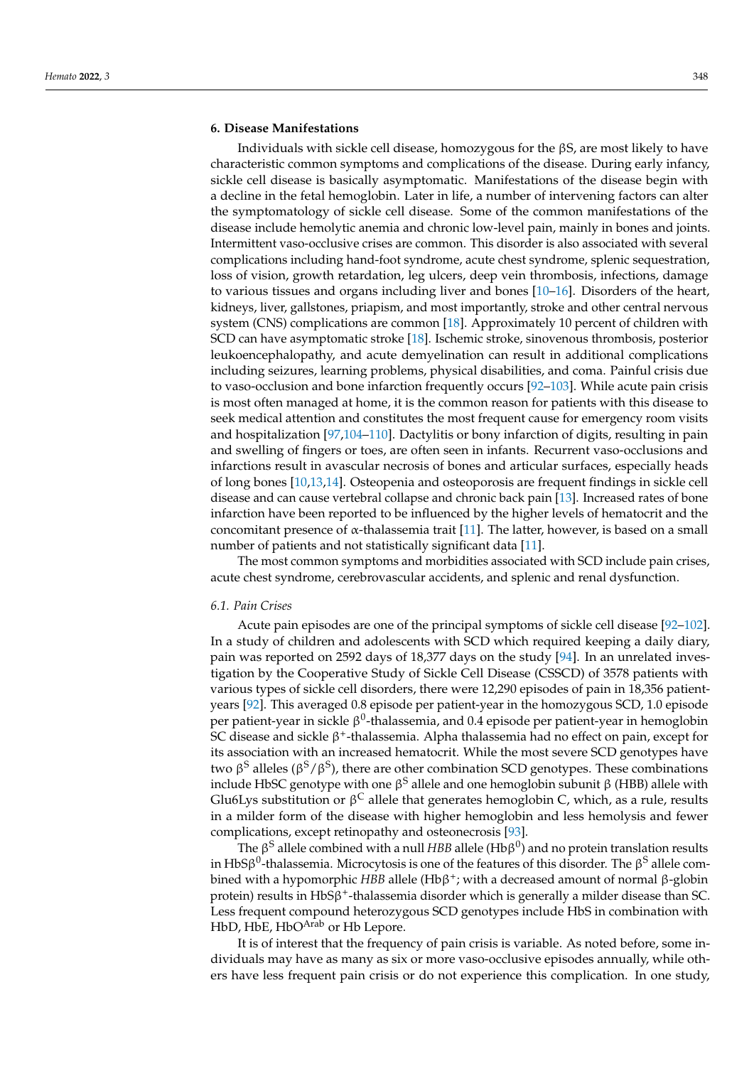## 6. Disease Manifestations

Individuals with sickle cell disease, homozygous for the βS, are most likely to have characteristic common symptoms and complications of the disease. During early infancy, sickle cell disease is basically asymptomatic. Manifestations of the disease begin with a decline in the fetal hemoglobin. Later in life, a number of intervening factors can alter the symptomatology of sickle cell disease. Some of the common manifestations of the disease include hemolytic anemia and chronic low-level pain, mainly in bones and joints. Intermittent vaso-occlusive crises are common. This disorder is also associated with several complications including hand-foot syndrome, acute chest syndrome, splenic sequestration, loss of vision, growth retardation, leg ulcers, deep vein thrombosis, infections, damage to various tissues and organs including liver and bones [10–16]. Disorders of the heart, kidneys, liver, gallstones, priapism, and most importantly, stroke and other central nervous system (CNS) complications are common [18]. Approximately 10 percent of children with SCD can have asymptomatic stroke [18]. Ischemic stroke, sinovenous thrombosis, posterior leukoencephalopathy, and acute demyelination can result in additional complications including seizures, learning problems, physical disabilities, and coma. Painful crisis due to vaso-occlusion and bone infarction frequently occurs [92–103]. While acute pain crisis is most often managed at home, it is the common reason for patients with this disease to seek medical attention and constitutes the most frequent cause for emergency room visits and hospitalization [97,104–110]. Dactylitis or bony infarction of digits, resulting in pain and swelling of fingers or toes, are often seen in infants. Recurrent vaso-occlusions and infarctions result in avascular necrosis of bones and articular surfaces, especially heads of long bones [10,13,14]. Osteopenia and osteoporosis are frequent findings in sickle cell disease and can cause vertebral collapse and chronic back pain [13]. Increased rates of bone infarction have been reported to be influenced by the higher levels of hematocrit and the concomitant presence of α-thalassemia trait [11]. The latter, however, is based on a small number of patients and not statistically significant data [11].

The most common symptoms and morbidities associated with SCD include pain crises, acute chest syndrome, cerebrovascular accidents, and splenic and renal dysfunction.

### 6.1. Pain Crises

Acute pain episodes are one of the principal symptoms of sickle cell disease [92–102]. In a study of children and adolescents with SCD which required keeping a daily diary, pain was reported on 2592 days of 18,377 days on the study [94]. In an unrelated investigation by the Cooperative Study of Sickle Cell Disease (CSSCD) of 3578 patients with various types of sickle cell disorders, there were 12,290 episodes of pain in 18,356 patient-years [92]. This averaged 0.8 episode per patient-year in the homozygous SCD, 1.0 episode per patient-year in sickle $\beta^0$-thalassemia, and 0.4 episode per patient-year in hemoglobin SC disease and sickle $\beta^+$-thalassemia. Alpha thalassemia had no effect on pain, except for its association with an increased hematocrit. While the most severe SCD genotypes have two $\beta^S$ alleles ($\beta^S/\beta^S$), there are other combination SCD genotypes. These combinations include HbSC genotype with one $\beta^S$ allele and one hemoglobin subunit β (HBB) allele with Glu6Lys substitution or $\beta^C$ allele that generates hemoglobin C, which, as a rule, results in a milder form of the disease with higher hemoglobin and less hemolysis and fewer complications, except retinopathy and osteonecrosis [93].

The $\beta^S$ allele combined with a null *HBB* allele (Hb$\beta^0$) and no protein translation results in HbS$\beta^0$-thalassemia. Microcytosis is one of the features of this disorder. The $\beta^S$ allele combined with a hypomorphic *HBB* allele (Hb$\beta^+$; with a decreased amount of normal β-globin protein) results in HbS$\beta^+$-thalassemia disorder which is generally a milder disease than SC. Less frequent compound heterozygous SCD genotypes include HbS in combination with HbD, HbE, HbO$^{Arab}$ or Hb Lepore.

It is of interest that the frequency of pain crisis is variable. As noted before, some individuals may have as many as six or more vaso-occlusive episodes annually, while others have less frequent pain crisis or do not experience this complication. In one study,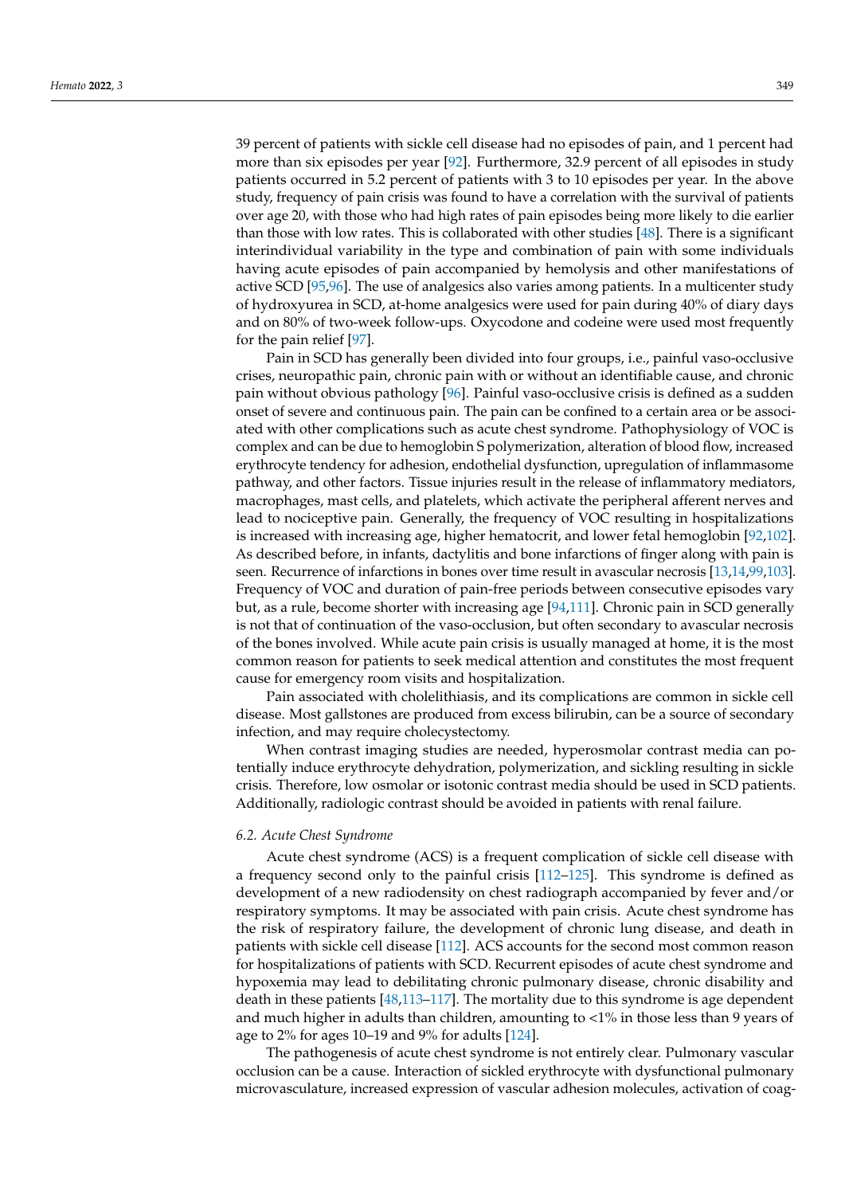39 percent of patients with sickle cell disease had no episodes of pain, and 1 percent had more than six episodes per year [92]. Furthermore, 32.9 percent of all episodes in study patients occurred in 5.2 percent of patients with 3 to 10 episodes per year. In the above study, frequency of pain crisis was found to have a correlation with the survival of patients over age 20, with those who had high rates of pain episodes being more likely to die earlier than those with low rates. This is collaborated with other studies [48]. There is a significant interindividual variability in the type and combination of pain with some individuals having acute episodes of pain accompanied by hemolysis and other manifestations of active SCD [95,96]. The use of analgesics also varies among patients. In a multicenter study of hydroxyurea in SCD, at-home analgesics were used for pain during 40% of diary days and on 80% of two-week follow-ups. Oxycodone and codeine were used most frequently for the pain relief [97].

Pain in SCD has generally been divided into four groups, i.e., painful vaso-occlusive crises, neuropathic pain, chronic pain with or without an identifiable cause, and chronic pain without obvious pathology [96]. Painful vaso-occlusive crisis is defined as a sudden onset of severe and continuous pain. The pain can be confined to a certain area or be associated with other complications such as acute chest syndrome. Pathophysiology of VOC is complex and can be due to hemoglobin S polymerization, alteration of blood flow, increased erythrocyte tendency for adhesion, endothelial dysfunction, upregulation of inflammasome pathway, and other factors. Tissue injuries result in the release of inflammatory mediators, macrophages, mast cells, and platelets, which activate the peripheral afferent nerves and lead to nociceptive pain. Generally, the frequency of VOC resulting in hospitalizations is increased with increasing age, higher hematocrit, and lower fetal hemoglobin [92,102]. As described before, in infants, dactylitis and bone infarctions of finger along with pain is seen. Recurrence of infarctions in bones over time result in avascular necrosis [13,14,99,103]. Frequency of VOC and duration of pain-free periods between consecutive episodes vary but, as a rule, become shorter with increasing age [94,111]. Chronic pain in SCD generally is not that of continuation of the vaso-occlusion, but often secondary to avascular necrosis of the bones involved. While acute pain crisis is usually managed at home, it is the most common reason for patients to seek medical attention and constitutes the most frequent cause for emergency room visits and hospitalization.

Pain associated with cholelithiasis, and its complications are common in sickle cell disease. Most gallstones are produced from excess bilirubin, can be a source of secondary infection, and may require cholecystectomy.

When contrast imaging studies are needed, hyperosmolar contrast media can potentially induce erythrocyte dehydration, polymerization, and sickling resulting in sickle crisis. Therefore, low osmolar or isotonic contrast media should be used in SCD patients. Additionally, radiologic contrast should be avoided in patients with renal failure.

### *6.2. Acute Chest Syndrome*

Acute chest syndrome (ACS) is a frequent complication of sickle cell disease with a frequency second only to the painful crisis [112–125]. This syndrome is defined as development of a new radiodensity on chest radiograph accompanied by fever and/or respiratory symptoms. It may be associated with pain crisis. Acute chest syndrome has the risk of respiratory failure, the development of chronic lung disease, and death in patients with sickle cell disease [112]. ACS accounts for the second most common reason for hospitalizations of patients with SCD. Recurrent episodes of acute chest syndrome and hypoxemia may lead to debilitating chronic pulmonary disease, chronic disability and death in these patients [48,113–117]. The mortality due to this syndrome is age dependent and much higher in adults than children, amounting to <1% in those less than 9 years of age to 2% for ages 10–19 and 9% for adults [124].

The pathogenesis of acute chest syndrome is not entirely clear. Pulmonary vascular occlusion can be a cause. Interaction of sickled erythrocyte with dysfunctional pulmonary microvasculature, increased expression of vascular adhesion molecules, activation of coag-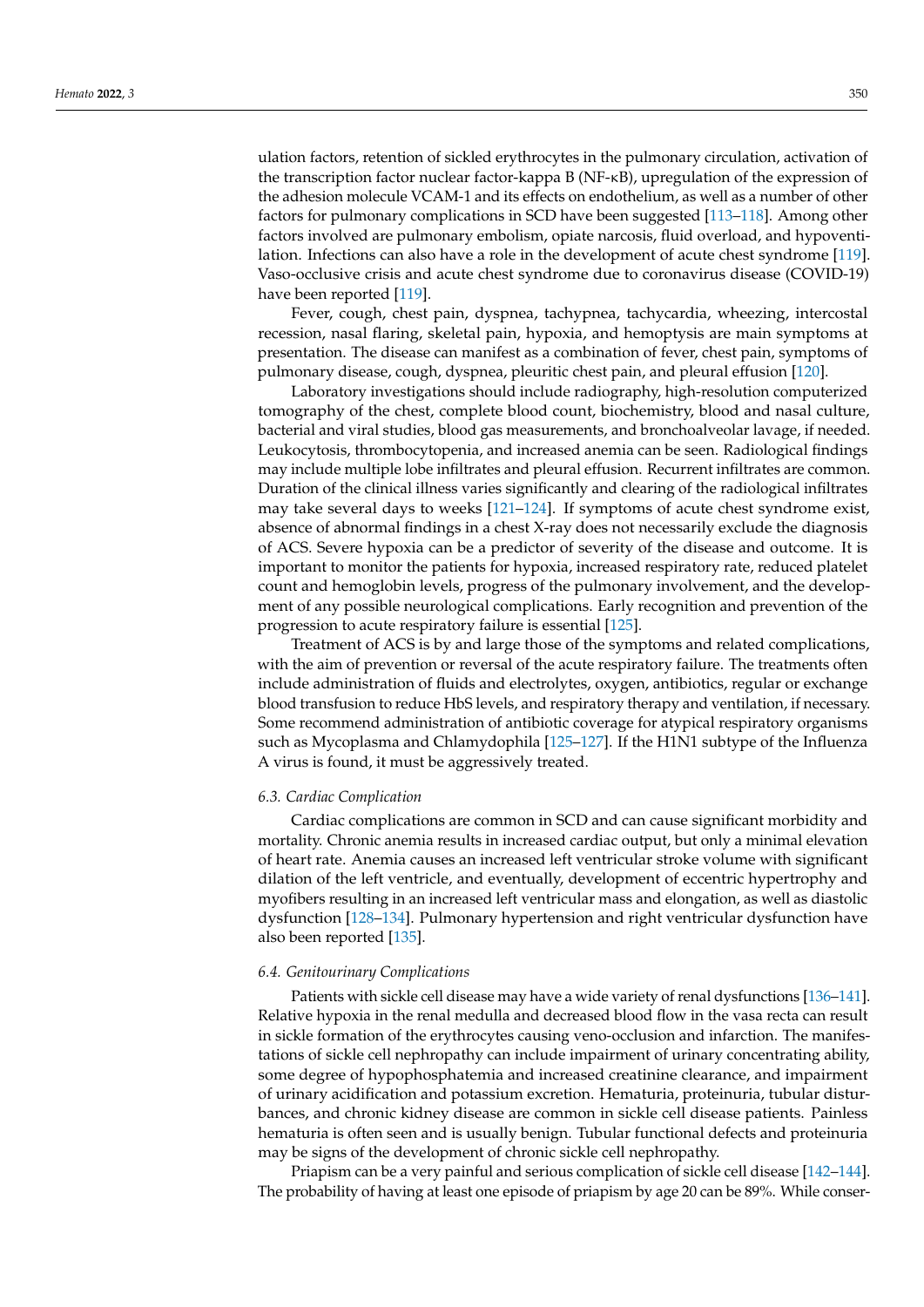ulation factors, retention of sickled erythrocytes in the pulmonary circulation, activation of the transcription factor nuclear factor-kappa B (NF-κB), upregulation of the expression of the adhesion molecule VCAM-1 and its effects on endothelium, as well as a number of other factors for pulmonary complications in SCD have been suggested [113–118]. Among other factors involved are pulmonary embolism, opiate narcosis, fluid overload, and hypoventilation. Infections can also have a role in the development of acute chest syndrome [119]. Vaso-occlusive crisis and acute chest syndrome due to coronavirus disease (COVID-19) have been reported [119].

Fever, cough, chest pain, dyspnea, tachypnea, tachycardia, wheezing, intercostal recession, nasal flaring, skeletal pain, hypoxia, and hemoptysis are main symptoms at presentation. The disease can manifest as a combination of fever, chest pain, symptoms of pulmonary disease, cough, dyspnea, pleuritic chest pain, and pleural effusion [120].

Laboratory investigations should include radiography, high-resolution computerized tomography of the chest, complete blood count, biochemistry, blood and nasal culture, bacterial and viral studies, blood gas measurements, and bronchoalveolar lavage, if needed. Leukocytosis, thrombocytopenia, and increased anemia can be seen. Radiological findings may include multiple lobe infiltrates and pleural effusion. Recurrent infiltrates are common. Duration of the clinical illness varies significantly and clearing of the radiological infiltrates may take several days to weeks [121–124]. If symptoms of acute chest syndrome exist, absence of abnormal findings in a chest X-ray does not necessarily exclude the diagnosis of ACS. Severe hypoxia can be a predictor of severity of the disease and outcome. It is important to monitor the patients for hypoxia, increased respiratory rate, reduced platelet count and hemoglobin levels, progress of the pulmonary involvement, and the development of any possible neurological complications. Early recognition and prevention of the progression to acute respiratory failure is essential [125].

Treatment of ACS is by and large those of the symptoms and related complications, with the aim of prevention or reversal of the acute respiratory failure. The treatments often include administration of fluids and electrolytes, oxygen, antibiotics, regular or exchange blood transfusion to reduce HbS levels, and respiratory therapy and ventilation, if necessary. Some recommend administration of antibiotic coverage for atypical respiratory organisms such as Mycoplasma and Chlamydophila [125–127]. If the H1N1 subtype of the Influenza A virus is found, it must be aggressively treated.

### 6.3. Cardiac Complication

Cardiac complications are common in SCD and can cause significant morbidity and mortality. Chronic anemia results in increased cardiac output, but only a minimal elevation of heart rate. Anemia causes an increased left ventricular stroke volume with significant dilation of the left ventricle, and eventually, development of eccentric hypertrophy and myofibers resulting in an increased left ventricular mass and elongation, as well as diastolic dysfunction [128–134]. Pulmonary hypertension and right ventricular dysfunction have also been reported [135].

### 6.4. Genitourinary Complications

Patients with sickle cell disease may have a wide variety of renal dysfunctions [136–141]. Relative hypoxia in the renal medulla and decreased blood flow in the vasa recta can result in sickle formation of the erythrocytes causing veno-occlusion and infarction. The manifestations of sickle cell nephropathy can include impairment of urinary concentrating ability, some degree of hypophosphatemia and increased creatinine clearance, and impairment of urinary acidification and potassium excretion. Hematuria, proteinuria, tubular disturbances, and chronic kidney disease are common in sickle cell disease patients. Painless hematuria is often seen and is usually benign. Tubular functional defects and proteinuria may be signs of the development of chronic sickle cell nephropathy.

Priapism can be a very painful and serious complication of sickle cell disease [142–144]. The probability of having at least one episode of priapism by age 20 can be 89%. While conser-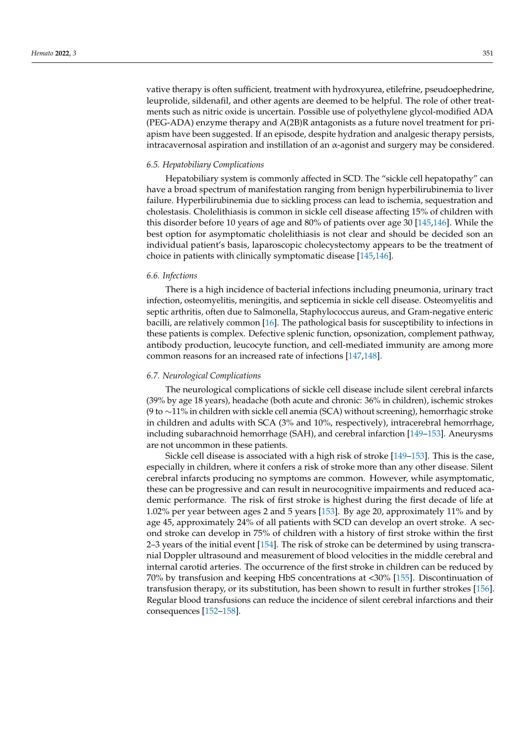vative therapy is often sufficient, treatment with hydroxyurea, etilefrine, pseudoephedrine, leuprolide, sildenafil, and other agents are deemed to be helpful. The role of other treatments such as nitric oxide is uncertain. Possible use of polyethylene glycol-modified ADA (PEG-ADA) enzyme therapy and A(2B)R antagonists as a future novel treatment for priapism have been suggested. If an episode, despite hydration and analgesic therapy persists, intracavernosal aspiration and instillation of an α-agonist and surgery may be considered.

### 6.5. Hepatobiliary Complications

Hepatobiliary system is commonly affected in SCD. The "sickle cell hepatopathy" can have a broad spectrum of manifestation ranging from benign hyperbilirubinemia to liver failure. Hyperbilirubinemia due to sickling process can lead to ischemia, sequestration and cholestasis. Cholelithiasis is common in sickle cell disease affecting 15% of children with this disorder before 10 years of age and 80% of patients over age 30 [145,146]. While the best option for asymptomatic cholelithiasis is not clear and should be decided son an individual patient's basis, laparoscopic cholecystectomy appears to be the treatment of choice in patients with clinically symptomatic disease [145,146].

### 6.6. Infections

There is a high incidence of bacterial infections including pneumonia, urinary tract infection, osteomyelitis, meningitis, and septicemia in sickle cell disease. Osteomyelitis and septic arthritis, often due to Salmonella, Staphylococcus aureus, and Gram-negative enteric bacilli, are relatively common [16]. The pathological basis for susceptibility to infections in these patients is complex. Defective splenic function, opsonization, complement pathway, antibody production, leucocyte function, and cell-mediated immunity are among more common reasons for an increased rate of infections [147,148].

### 6.7. Neurological Complications

The neurological complications of sickle cell disease include silent cerebral infarcts (39% by age 18 years), headache (both acute and chronic: 36% in children), ischemic strokes (9 to ∼11% in children with sickle cell anemia (SCA) without screening), hemorrhagic stroke in children and adults with SCA (3% and 10%, respectively), intracerebral hemorrhage, including subarachnoid hemorrhage (SAH), and cerebral infarction [149–153]. Aneurysms are not uncommon in these patients.

Sickle cell disease is associated with a high risk of stroke [149–153]. This is the case, especially in children, where it confers a risk of stroke more than any other disease. Silent cerebral infarcts producing no symptoms are common. However, while asymptomatic, these can be progressive and can result in neurocognitive impairments and reduced academic performance. The risk of first stroke is highest during the first decade of life at 1.02% per year between ages 2 and 5 years [153]. By age 20, approximately 11% and by age 45, approximately 24% of all patients with SCD can develop an overt stroke. A second stroke can develop in 75% of children with a history of first stroke within the first 2–3 years of the initial event [154]. The risk of stroke can be determined by using transcranial Doppler ultrasound and measurement of blood velocities in the middle cerebral and internal carotid arteries. The occurrence of the first stroke in children can be reduced by 70% by transfusion and keeping HbS concentrations at <30% [155]. Discontinuation of transfusion therapy, or its substitution, has been shown to result in further strokes [156]. Regular blood transfusions can reduce the incidence of silent cerebral infarctions and their consequences [152–158].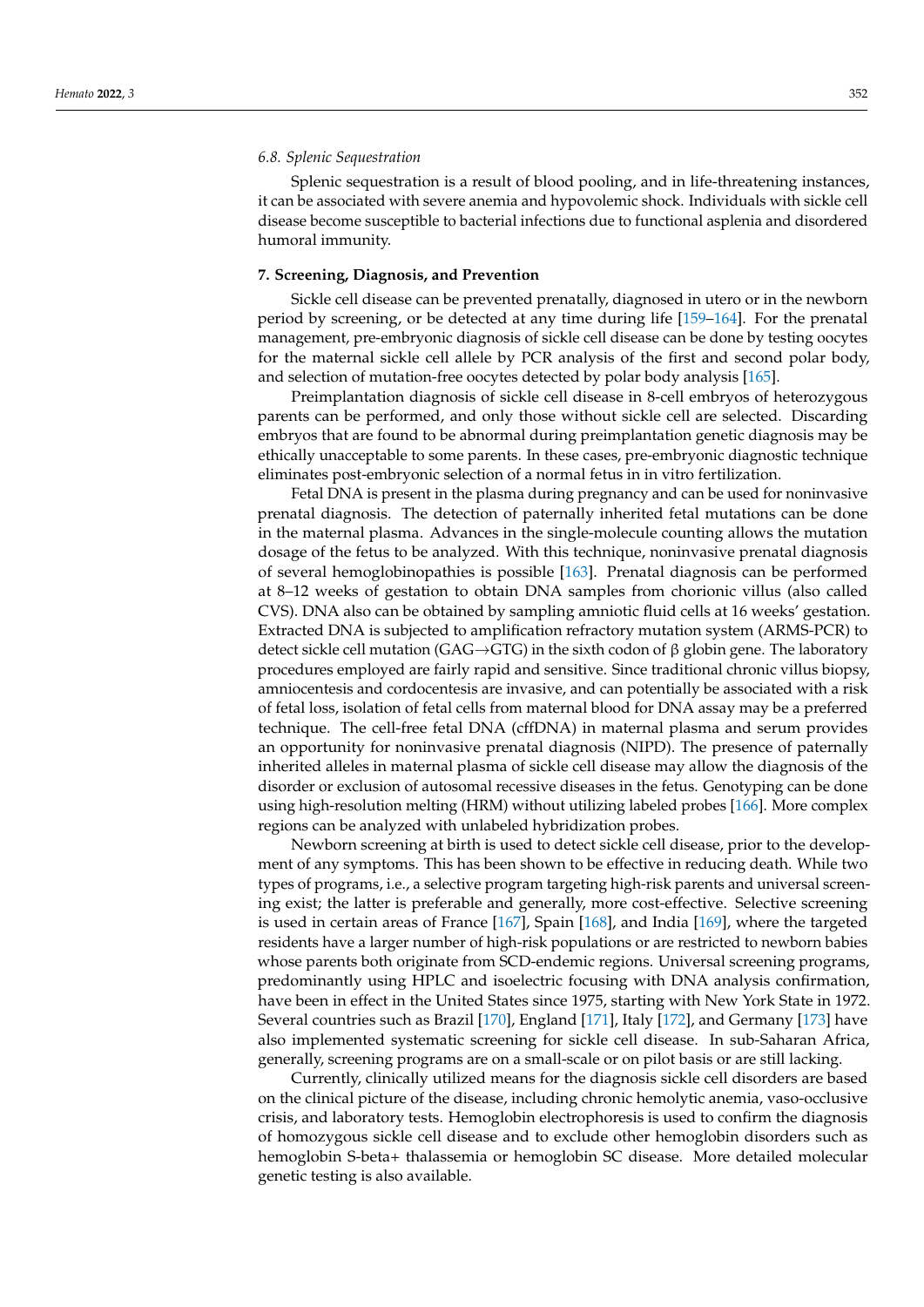### 6.8. Splenic Sequestration

Splenic sequestration is a result of blood pooling, and in life-threatening instances, it can be associated with severe anemia and hypovolemic shock. Individuals with sickle cell disease become susceptible to bacterial infections due to functional asplenia and disordered humoral immunity.

## 7. Screening, Diagnosis, and Prevention

Sickle cell disease can be prevented prenatally, diagnosed in utero or in the newborn period by screening, or be detected at any time during life [159–164]. For the prenatal management, pre-embryonic diagnosis of sickle cell disease can be done by testing oocytes for the maternal sickle cell allele by PCR analysis of the first and second polar body, and selection of mutation-free oocytes detected by polar body analysis [165].

Preimplantation diagnosis of sickle cell disease in 8-cell embryos of heterozygous parents can be performed, and only those without sickle cell are selected. Discarding embryos that are found to be abnormal during preimplantation genetic diagnosis may be ethically unacceptable to some parents. In these cases, pre-embryonic diagnostic technique eliminates post-embryonic selection of a normal fetus in in vitro fertilization.

Fetal DNA is present in the plasma during pregnancy and can be used for noninvasive prenatal diagnosis. The detection of paternally inherited fetal mutations can be done in the maternal plasma. Advances in the single-molecule counting allows the mutation dosage of the fetus to be analyzed. With this technique, noninvasive prenatal diagnosis of several hemoglobinopathies is possible [163]. Prenatal diagnosis can be performed at 8–12 weeks of gestation to obtain DNA samples from chorionic villus (also called CVS). DNA also can be obtained by sampling amniotic fluid cells at 16 weeks' gestation. Extracted DNA is subjected to amplification refractory mutation system (ARMS-PCR) to detect sickle cell mutation (GAG→GTG) in the sixth codon of β globin gene. The laboratory procedures employed are fairly rapid and sensitive. Since traditional chronic villus biopsy, amniocentesis and cordocentesis are invasive, and can potentially be associated with a risk of fetal loss, isolation of fetal cells from maternal blood for DNA assay may be a preferred technique. The cell-free fetal DNA (cffDNA) in maternal plasma and serum provides an opportunity for noninvasive prenatal diagnosis (NIPD). The presence of paternally inherited alleles in maternal plasma of sickle cell disease may allow the diagnosis of the disorder or exclusion of autosomal recessive diseases in the fetus. Genotyping can be done using high-resolution melting (HRM) without utilizing labeled probes [166]. More complex regions can be analyzed with unlabeled hybridization probes.

Newborn screening at birth is used to detect sickle cell disease, prior to the development of any symptoms. This has been shown to be effective in reducing death. While two types of programs, i.e., a selective program targeting high-risk parents and universal screening exist; the latter is preferable and generally, more cost-effective. Selective screening is used in certain areas of France [167], Spain [168], and India [169], where the targeted residents have a larger number of high-risk populations or are restricted to newborn babies whose parents both originate from SCD-endemic regions. Universal screening programs, predominantly using HPLC and isoelectric focusing with DNA analysis confirmation, have been in effect in the United States since 1975, starting with New York State in 1972. Several countries such as Brazil [170], England [171], Italy [172], and Germany [173] have also implemented systematic screening for sickle cell disease. In sub-Saharan Africa, generally, screening programs are on a small-scale or on pilot basis or are still lacking.

Currently, clinically utilized means for the diagnosis sickle cell disorders are based on the clinical picture of the disease, including chronic hemolytic anemia, vaso-occlusive crisis, and laboratory tests. Hemoglobin electrophoresis is used to confirm the diagnosis of homozygous sickle cell disease and to exclude other hemoglobin disorders such as hemoglobin S-beta+ thalassemia or hemoglobin SC disease. More detailed molecular genetic testing is also available.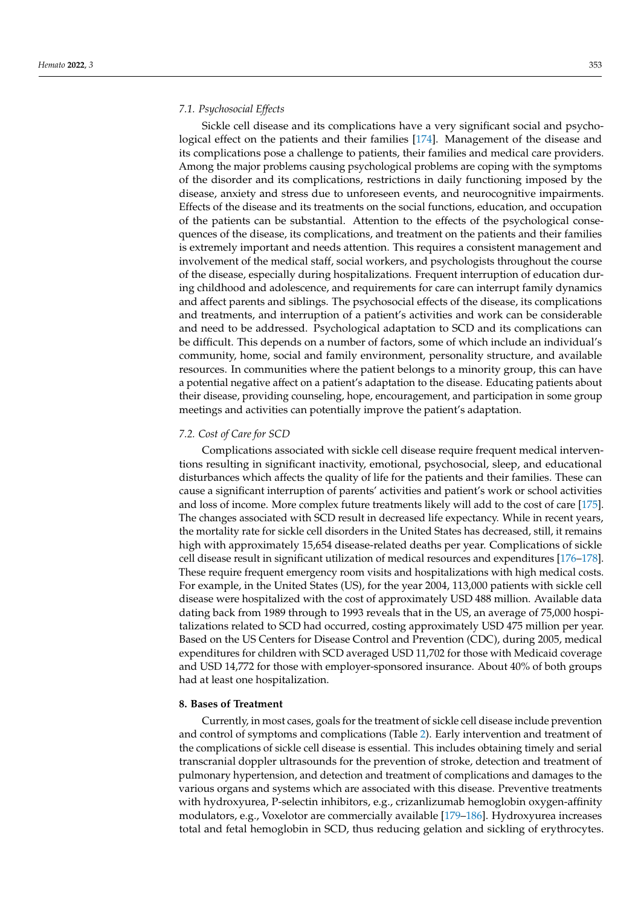### 7.1. Psychosocial Effects

Sickle cell disease and its complications have a very significant social and psychological effect on the patients and their families [174]. Management of the disease and its complications pose a challenge to patients, their families and medical care providers. Among the major problems causing psychological problems are coping with the symptoms of the disorder and its complications, restrictions in daily functioning imposed by the disease, anxiety and stress due to unforeseen events, and neurocognitive impairments. Effects of the disease and its treatments on the social functions, education, and occupation of the patients can be substantial. Attention to the effects of the psychological consequences of the disease, its complications, and treatment on the patients and their families is extremely important and needs attention. This requires a consistent management and involvement of the medical staff, social workers, and psychologists throughout the course of the disease, especially during hospitalizations. Frequent interruption of education during childhood and adolescence, and requirements for care can interrupt family dynamics and affect parents and siblings. The psychosocial effects of the disease, its complications and treatments, and interruption of a patient's activities and work can be considerable and need to be addressed. Psychological adaptation to SCD and its complications can be difficult. This depends on a number of factors, some of which include an individual's community, home, social and family environment, personality structure, and available resources. In communities where the patient belongs to a minority group, this can have a potential negative affect on a patient's adaptation to the disease. Educating patients about their disease, providing counseling, hope, encouragement, and participation in some group meetings and activities can potentially improve the patient's adaptation.

### 7.2. Cost of Care for SCD

Complications associated with sickle cell disease require frequent medical interventions resulting in significant inactivity, emotional, psychosocial, sleep, and educational disturbances which affects the quality of life for the patients and their families. These can cause a significant interruption of parents' activities and patient's work or school activities and loss of income. More complex future treatments likely will add to the cost of care [175]. The changes associated with SCD result in decreased life expectancy. While in recent years, the mortality rate for sickle cell disorders in the United States has decreased, still, it remains high with approximately 15,654 disease-related deaths per year. Complications of sickle cell disease result in significant utilization of medical resources and expenditures [176–178]. These require frequent emergency room visits and hospitalizations with high medical costs. For example, in the United States (US), for the year 2004, 113,000 patients with sickle cell disease were hospitalized with the cost of approximately USD 488 million. Available data dating back from 1989 through to 1993 reveals that in the US, an average of 75,000 hospitalizations related to SCD had occurred, costing approximately USD 475 million per year. Based on the US Centers for Disease Control and Prevention (CDC), during 2005, medical expenditures for children with SCD averaged USD 11,702 for those with Medicaid coverage and USD 14,772 for those with employer-sponsored insurance. About 40% of both groups had at least one hospitalization.

## 8. Bases of Treatment

Currently, in most cases, goals for the treatment of sickle cell disease include prevention and control of symptoms and complications (Table 2). Early intervention and treatment of the complications of sickle cell disease is essential. This includes obtaining timely and serial transcranial doppler ultrasounds for the prevention of stroke, detection and treatment of pulmonary hypertension, and detection and treatment of complications and damages to the various organs and systems which are associated with this disease. Preventive treatments with hydroxyurea, P-selectin inhibitors, e.g., crizanlizumab hemoglobin oxygen-affinity modulators, e.g., Voxelotor are commercially available [179–186]. Hydroxyurea increases total and fetal hemoglobin in SCD, thus reducing gelation and sickling of erythrocytes.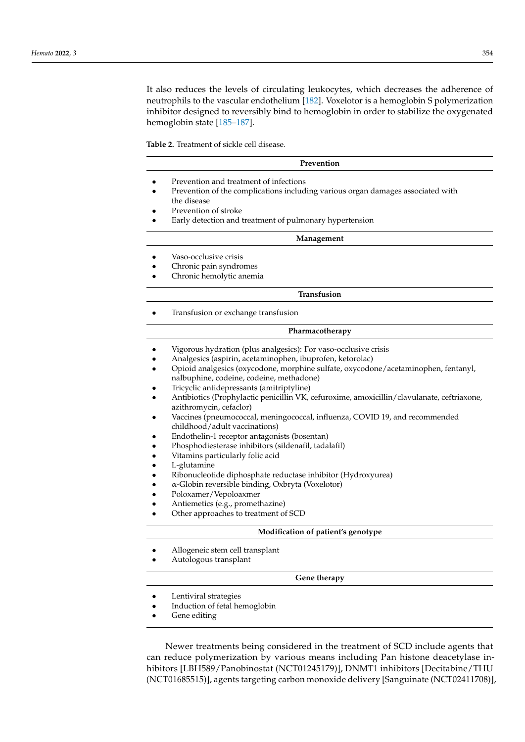It also reduces the levels of circulating leukocytes, which decreases the adherence of neutrophils to the vascular endothelium [182]. Voxelotor is a hemoglobin S polymerization inhibitor designed to reversibly bind to hemoglobin in order to stabilize the oxygenated hemoglobin state [185–187].

**Table 2.** Treatment of sickle cell disease.

| **Prevention** |
|---|
| • Prevention and treatment of infections<br>• Prevention of the complications including various organ damages associated with the disease<br>• Prevention of stroke<br>• Early detection and treatment of pulmonary hypertension |
| **Management** |
| • Vaso-occlusive crisis<br>• Chronic pain syndromes<br>• Chronic hemolytic anemia |
| **Transfusion** |
| • Transfusion or exchange transfusion |
| **Pharmacotherapy** |
| • Vigorous hydration (plus analgesics): For vaso-occlusive crisis<br>• Analgesics (aspirin, acetaminophen, ibuprofen, ketorolac)<br>• Opioid analgesics (oxycodone, morphine sulfate, oxycodone/acetaminophen, fentanyl, nalbuphine, codeine, codeine, methadone)<br>• Tricyclic antidepressants (amitriptyline)<br>• Antibiotics (Prophylactic penicillin VK, cefuroxime, amoxicillin/clavulanate, ceftriaxone, azithromycin, cefaclor)<br>• Vaccines (pneumococcal, meningococcal, influenza, COVID 19, and recommended childhood/adult vaccinations)<br>• Endothelin-1 receptor antagonists (bosentan)<br>• Phosphodiesterase inhibitors (sildenafil, tadalafil)<br>• Vitamins particularly folic acid<br>• L-glutamine<br>• Ribonucleotide diphosphate reductase inhibitor (Hydroxyurea)<br>• $\alpha$-Globin reversible binding, Oxbryta (Voxelotor)<br>• Poloxamer/Vepoloaxmer<br>• Antiemetics (e.g., promethazine)<br>• Other approaches to treatment of SCD |
| **Modification of patient's genotype** |
| • Allogeneic stem cell transplant<br>• Autologous transplant |
| **Gene therapy** |
| • Lentiviral strategies<br>• Induction of fetal hemoglobin<br>• Gene editing |

Newer treatments being considered in the treatment of SCD include agents that can reduce polymerization by various means including Pan histone deacetylase inhibitors [LBH589/Panobinostat (NCT01245179)], DNMT1 inhibitors [Decitabine/THU (NCT01685515)], agents targeting carbon monoxide delivery [Sanguinate (NCT02411708)],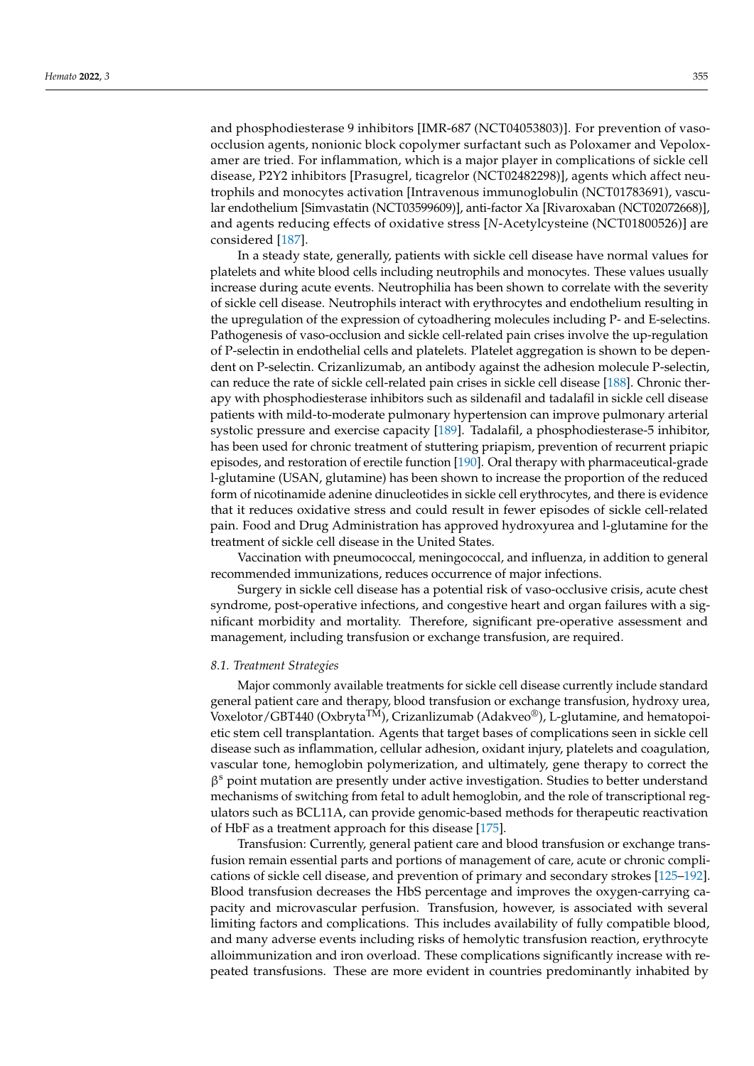and phosphodiesterase 9 inhibitors [IMR-687 (NCT04053803)]. For prevention of vaso-occlusion agents, nonionic block copolymer surfactant such as Poloxamer and Vepoloxamer are tried. For inflammation, which is a major player in complications of sickle cell disease, P2Y2 inhibitors [Prasugrel, ticagrelor (NCT02482298)], agents which affect neutrophils and monocytes activation [Intravenous immunoglobulin (NCT01783691), vascular endothelium [Simvastatin (NCT03599609)], anti-factor Xa [Rivaroxaban (NCT02072668)], and agents reducing effects of oxidative stress [*N*-Acetylcysteine (NCT01800526)] are considered [187].

In a steady state, generally, patients with sickle cell disease have normal values for platelets and white blood cells including neutrophils and monocytes. These values usually increase during acute events. Neutrophilia has been shown to correlate with the severity of sickle cell disease. Neutrophils interact with erythrocytes and endothelium resulting in the upregulation of the expression of cytoadhering molecules including P- and E-selectins. Pathogenesis of vaso-occlusion and sickle cell-related pain crises involve the up-regulation of P-selectin in endothelial cells and platelets. Platelet aggregation is shown to be dependent on P-selectin. Crizanlizumab, an antibody against the adhesion molecule P-selectin, can reduce the rate of sickle cell-related pain crises in sickle cell disease [188]. Chronic therapy with phosphodiesterase inhibitors such as sildenafil and tadalafil in sickle cell disease patients with mild-to-moderate pulmonary hypertension can improve pulmonary arterial systolic pressure and exercise capacity [189]. Tadalafil, a phosphodiesterase-5 inhibitor, has been used for chronic treatment of stuttering priapism, prevention of recurrent priapic episodes, and restoration of erectile function [190]. Oral therapy with pharmaceutical-grade l-glutamine (USAN, glutamine) has been shown to increase the proportion of the reduced form of nicotinamide adenine dinucleotides in sickle cell erythrocytes, and there is evidence that it reduces oxidative stress and could result in fewer episodes of sickle cell-related pain. Food and Drug Administration has approved hydroxyurea and l-glutamine for the treatment of sickle cell disease in the United States.

Vaccination with pneumococcal, meningococcal, and influenza, in addition to general recommended immunizations, reduces occurrence of major infections.

Surgery in sickle cell disease has a potential risk of vaso-occlusive crisis, acute chest syndrome, post-operative infections, and congestive heart and organ failures with a significant morbidity and mortality. Therefore, significant pre-operative assessment and management, including transfusion or exchange transfusion, are required.

### *8.1. Treatment Strategies*

Major commonly available treatments for sickle cell disease currently include standard general patient care and therapy, blood transfusion or exchange transfusion, hydroxy urea, Voxelotor/GBT440 (Oxbryta™), Crizanlizumab (Adakveo®), L-glutamine, and hematopoietic stem cell transplantation. Agents that target bases of complications seen in sickle cell disease such as inflammation, cellular adhesion, oxidant injury, platelets and coagulation, vascular tone, hemoglobin polymerization, and ultimately, gene therapy to correct the $\beta^s$ point mutation are presently under active investigation. Studies to better understand mechanisms of switching from fetal to adult hemoglobin, and the role of transcriptional regulators such as BCL11A, can provide genomic-based methods for therapeutic reactivation of HbF as a treatment approach for this disease [175].

Transfusion: Currently, general patient care and blood transfusion or exchange transfusion remain essential parts and portions of management of care, acute or chronic complications of sickle cell disease, and prevention of primary and secondary strokes [125–192]. Blood transfusion decreases the HbS percentage and improves the oxygen-carrying capacity and microvascular perfusion. Transfusion, however, is associated with several limiting factors and complications. This includes availability of fully compatible blood, and many adverse events including risks of hemolytic transfusion reaction, erythrocyte alloimmunization and iron overload. These complications significantly increase with repeated transfusions. These are more evident in countries predominantly inhabited by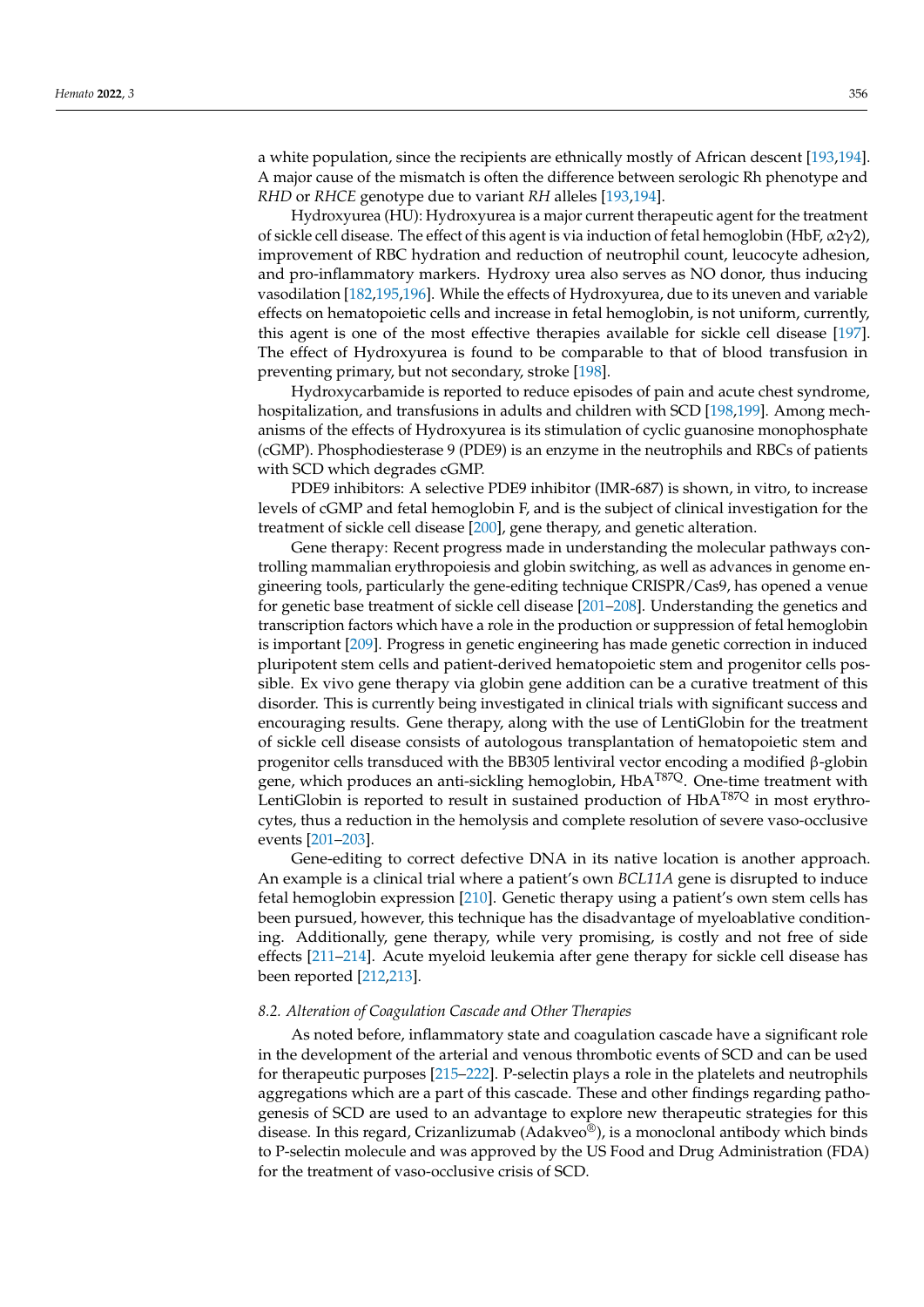a white population, since the recipients are ethnically mostly of African descent [193,194]. A major cause of the mismatch is often the difference between serologic Rh phenotype and *RHD* or *RHCE* genotype due to variant *RH* alleles [193,194].

Hydroxyurea (HU): Hydroxyurea is a major current therapeutic agent for the treatment of sickle cell disease. The effect of this agent is via induction of fetal hemoglobin (HbF, $\alpha 2\gamma 2$), improvement of RBC hydration and reduction of neutrophil count, leucocyte adhesion, and pro-inflammatory markers. Hydroxy urea also serves as NO donor, thus inducing vasodilation [182,195,196]. While the effects of Hydroxyurea, due to its uneven and variable effects on hematopoietic cells and increase in fetal hemoglobin, is not uniform, currently, this agent is one of the most effective therapies available for sickle cell disease [197]. The effect of Hydroxyurea is found to be comparable to that of blood transfusion in preventing primary, but not secondary, stroke [198].

Hydroxycarbamide is reported to reduce episodes of pain and acute chest syndrome, hospitalization, and transfusions in adults and children with SCD [198,199]. Among mechanisms of the effects of Hydroxyurea is its stimulation of cyclic guanosine monophosphate (cGMP). Phosphodiesterase 9 (PDE9) is an enzyme in the neutrophils and RBCs of patients with SCD which degrades cGMP.

PDE9 inhibitors: A selective PDE9 inhibitor (IMR-687) is shown, in vitro, to increase levels of cGMP and fetal hemoglobin F, and is the subject of clinical investigation for the treatment of sickle cell disease [200], gene therapy, and genetic alteration.

Gene therapy: Recent progress made in understanding the molecular pathways controlling mammalian erythropoiesis and globin switching, as well as advances in genome engineering tools, particularly the gene-editing technique CRISPR/Cas9, has opened a venue for genetic base treatment of sickle cell disease [201–208]. Understanding the genetics and transcription factors which have a role in the production or suppression of fetal hemoglobin is important [209]. Progress in genetic engineering has made genetic correction in induced pluripotent stem cells and patient-derived hematopoietic stem and progenitor cells possible. Ex vivo gene therapy via globin gene addition can be a curative treatment of this disorder. This is currently being investigated in clinical trials with significant success and encouraging results. Gene therapy, along with the use of LentiGlobin for the treatment of sickle cell disease consists of autologous transplantation of hematopoietic stem and progenitor cells transduced with the BB305 lentiviral vector encoding a modified β-globin gene, which produces an anti-sickling hemoglobin, $HbA^{T87Q}$. One-time treatment with LentiGlobin is reported to result in sustained production of $HbA^{T87Q}$ in most erythrocytes, thus a reduction in the hemolysis and complete resolution of severe vaso-occlusive events [201–203].

Gene-editing to correct defective DNA in its native location is another approach. An example is a clinical trial where a patient's own *BCL11A* gene is disrupted to induce fetal hemoglobin expression [210]. Genetic therapy using a patient's own stem cells has been pursued, however, this technique has the disadvantage of myeloablative conditioning. Additionally, gene therapy, while very promising, is costly and not free of side effects [211–214]. Acute myeloid leukemia after gene therapy for sickle cell disease has been reported [212,213].

### *8.2. Alteration of Coagulation Cascade and Other Therapies*

As noted before, inflammatory state and coagulation cascade have a significant role in the development of the arterial and venous thrombotic events of SCD and can be used for therapeutic purposes [215–222]. P-selectin plays a role in the platelets and neutrophils aggregations which are a part of this cascade. These and other findings regarding pathogenesis of SCD are used to an advantage to explore new therapeutic strategies for this disease. In this regard, Crizanlizumab (Adakveo®), is a monoclonal antibody which binds to P-selectin molecule and was approved by the US Food and Drug Administration (FDA) for the treatment of vaso-occlusive crisis of SCD.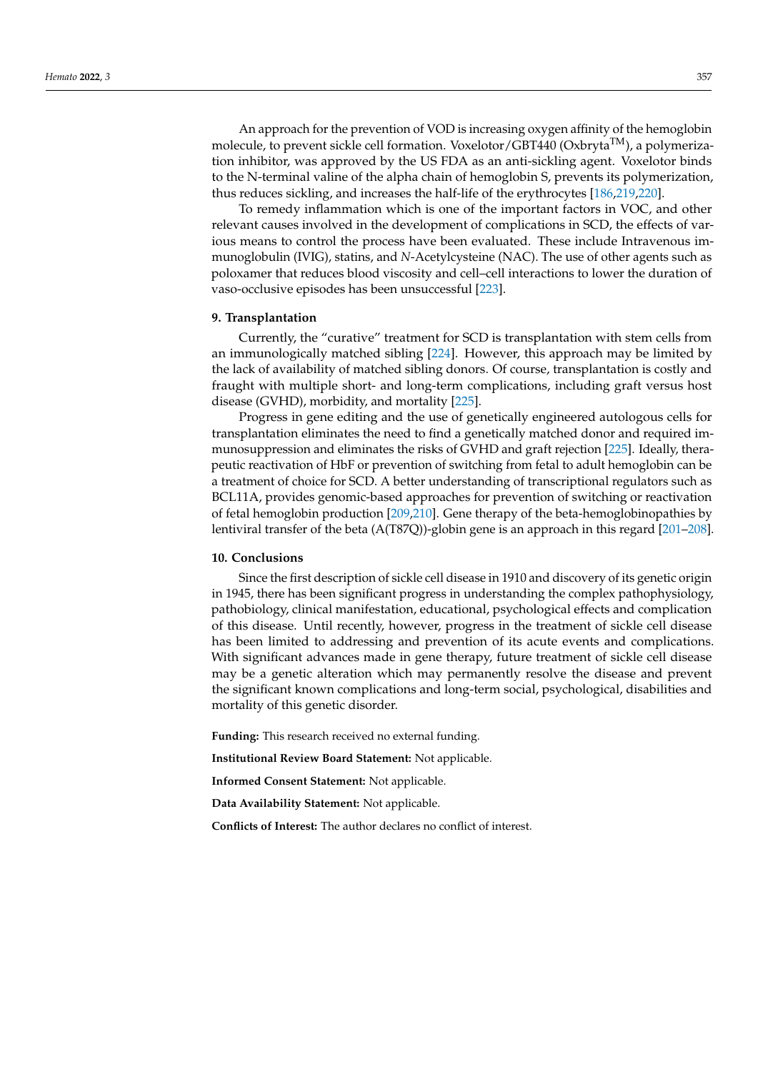An approach for the prevention of VOD is increasing oxygen affinity of the hemoglobin molecule, to prevent sickle cell formation. Voxelotor/GBT440 (Oxbryta$^{TM}$), a polymerization inhibitor, was approved by the US FDA as an anti-sickling agent. Voxelotor binds to the N-terminal valine of the alpha chain of hemoglobin S, prevents its polymerization, thus reduces sickling, and increases the half-life of the erythrocytes [186,219,220].

To remedy inflammation which is one of the important factors in VOC, and other relevant causes involved in the development of complications in SCD, the effects of various means to control the process have been evaluated. These include Intravenous immunoglobulin (IVIG), statins, and *N*-Acetylcysteine (NAC). The use of other agents such as poloxamer that reduces blood viscosity and cell–cell interactions to lower the duration of vaso-occlusive episodes has been unsuccessful [223].

## 9. Transplantation

Currently, the "curative" treatment for SCD is transplantation with stem cells from an immunologically matched sibling [224]. However, this approach may be limited by the lack of availability of matched sibling donors. Of course, transplantation is costly and fraught with multiple short- and long-term complications, including graft versus host disease (GVHD), morbidity, and mortality [225].

Progress in gene editing and the use of genetically engineered autologous cells for transplantation eliminates the need to find a genetically matched donor and required immunosuppression and eliminates the risks of GVHD and graft rejection [225]. Ideally, therapeutic reactivation of HbF or prevention of switching from fetal to adult hemoglobin can be a treatment of choice for SCD. A better understanding of transcriptional regulators such as BCL11A, provides genomic-based approaches for prevention of switching or reactivation of fetal hemoglobin production [209,210]. Gene therapy of the beta-hemoglobinopathies by lentiviral transfer of the beta (A(T87Q))-globin gene is an approach in this regard [201–208].

## 10. Conclusions

Since the first description of sickle cell disease in 1910 and discovery of its genetic origin in 1945, there has been significant progress in understanding the complex pathophysiology, pathobiology, clinical manifestation, educational, psychological effects and complication of this disease. Until recently, however, progress in the treatment of sickle cell disease has been limited to addressing and prevention of its acute events and complications. With significant advances made in gene therapy, future treatment of sickle cell disease may be a genetic alteration which may permanently resolve the disease and prevent the significant known complications and long-term social, psychological, disabilities and mortality of this genetic disorder.

**Funding:** This research received no external funding.

**Institutional Review Board Statement:** Not applicable.

**Informed Consent Statement:** Not applicable.

**Data Availability Statement:** Not applicable.

**Conflicts of Interest:** The author declares no conflict of interest.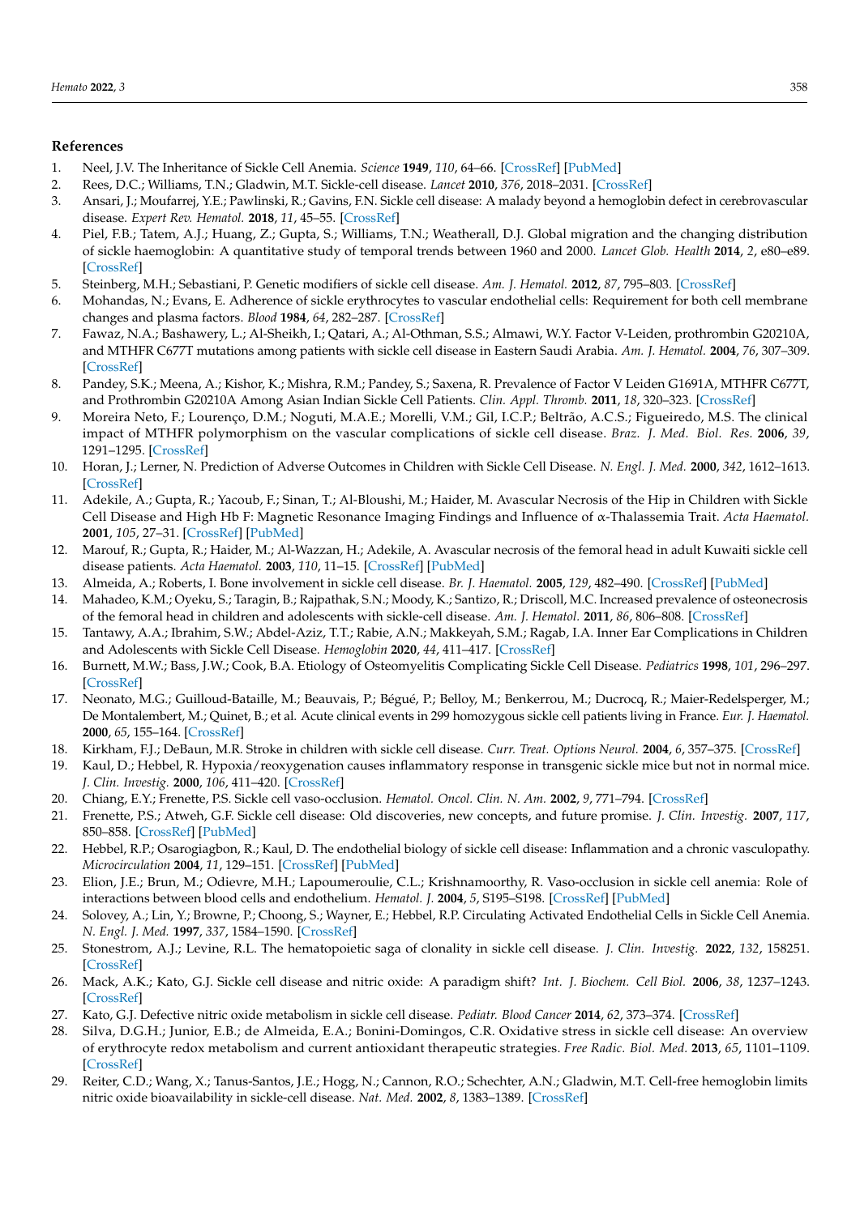## References

1. Neel, J.V. The Inheritance of Sickle Cell Anemia. *Science* **1949**, *110*, 64–66. [CrossRef] [PubMed]
2. Rees, D.C.; Williams, T.N.; Gladwin, M.T. Sickle-cell disease. *Lancet* **2010**, *376*, 2018–2031. [CrossRef]
3. Ansari, J.; Moufarrej, Y.E.; Pawlinski, R.; Gavins, F.N. Sickle cell disease: A malady beyond a hemoglobin defect in cerebrovascular disease. *Expert Rev. Hematol.* **2018**, *11*, 45–55. [CrossRef]
4. Piel, F.B.; Tatem, A.J.; Huang, Z.; Gupta, S.; Williams, T.N.; Weatherall, D.J. Global migration and the changing distribution of sickle haemoglobin: A quantitative study of temporal trends between 1960 and 2000. *Lancet Glob. Health* **2014**, *2*, e80–e89. [CrossRef]
5. Steinberg, M.H.; Sebastiani, P. Genetic modifiers of sickle cell disease. *Am. J. Hematol.* **2012**, *87*, 795–803. [CrossRef]
6. Mohandas, N.; Evans, E. Adherence of sickle erythrocytes to vascular endothelial cells: Requirement for both cell membrane changes and plasma factors. *Blood* **1984**, *64*, 282–287. [CrossRef]
7. Fawaz, N.A.; Bashawery, L.; Al-Sheikh, I.; Qatari, A.; Al-Othman, S.S.; Almawi, W.Y. Factor V-Leiden, prothrombin G20210A, and MTHFR C677T mutations among patients with sickle cell disease in Eastern Saudi Arabia. *Am. J. Hematol.* **2004**, *76*, 307–309. [CrossRef]
8. Pandey, S.K.; Meena, A.; Kishor, K.; Mishra, R.M.; Pandey, S.; Saxena, R. Prevalence of Factor V Leiden G1691A, MTHFR C677T, and Prothrombin G20210A Among Asian Indian Sickle Cell Patients. *Clin. Appl. Thromb.* **2011**, *18*, 320–323. [CrossRef]
9. Moreira Neto, F.; Lourenço, D.M.; Noguti, M.A.E.; Morelli, V.M.; Gil, I.C.P.; Beltrão, A.C.S.; Figueiredo, M.S. The clinical impact of MTHFR polymorphism on the vascular complications of sickle cell disease. *Braz. J. Med. Biol. Res.* **2006**, *39*, 1291–1295. [CrossRef]
10. Horan, J.; Lerner, N. Prediction of Adverse Outcomes in Children with Sickle Cell Disease. *N. Engl. J. Med.* **2000**, *342*, 1612–1613. [CrossRef]
11. Adekile, A.; Gupta, R.; Yacoub, F.; Sinan, T.; Al-Bloushi, M.; Haider, M. Avascular Necrosis of the Hip in Children with Sickle Cell Disease and High Hb F: Magnetic Resonance Imaging Findings and Influence of α-Thalassemia Trait. *Acta Haematol.* **2001**, *105*, 27–31. [CrossRef] [PubMed]
12. Marouf, R.; Gupta, R.; Haider, M.; Al-Wazzan, H.; Adekile, A. Avascular necrosis of the femoral head in adult Kuwaiti sickle cell disease patients. *Acta Haematol.* **2003**, *110*, 11–15. [CrossRef] [PubMed]
13. Almeida, A.; Roberts, I. Bone involvement in sickle cell disease. *Br. J. Haematol.* **2005**, *129*, 482–490. [CrossRef] [PubMed]
14. Mahadeo, K.M.; Oyeku, S.; Taragin, B.; Rajpathak, S.N.; Moody, K.; Santizo, R.; Driscoll, M.C. Increased prevalence of osteonecrosis of the femoral head in children and adolescents with sickle-cell disease. *Am. J. Hematol.* **2011**, *86*, 806–808. [CrossRef]
15. Tantawy, A.A.; Ibrahim, S.W.; Abdel-Aziz, T.T.; Rabie, A.N.; Makkeyah, S.M.; Ragab, I.A. Inner Ear Complications in Children and Adolescents with Sickle Cell Disease. *Hemoglobin* **2020**, *44*, 411–417. [CrossRef]
16. Burnett, M.W.; Bass, J.W.; Cook, B.A. Etiology of Osteomyelitis Complicating Sickle Cell Disease. *Pediatrics* **1998**, *101*, 296–297. [CrossRef]
17. Neonato, M.G.; Guilloud-Bataille, M.; Beauvais, P.; Bégué, P.; Belloy, M.; Benkerrou, M.; Ducrocq, R.; Maier-Redelsperger, M.; De Montalembert, M.; Quinet, B.; et al. Acute clinical events in 299 homozygous sickle cell patients living in France. *Eur. J. Haematol.* **2000**, *65*, 155–164. [CrossRef]
18. Kirkham, F.J.; DeBaun, M.R. Stroke in children with sickle cell disease. *Curr. Treat. Options Neurol.* **2004**, *6*, 357–375. [CrossRef]
19. Kaul, D.; Hebbel, R. Hypoxia/reoxygenation causes inflammatory response in transgenic sickle mice but not in normal mice. *J. Clin. Investig.* **2000**, *106*, 411–420. [CrossRef]
20. Chiang, E.Y.; Frenette, P.S. Sickle cell vaso-occlusion. *Hematol. Oncol. Clin. N. Am.* **2002**, *9*, 771–794. [CrossRef]
21. Frenette, P.S.; Atweh, G.F. Sickle cell disease: Old discoveries, new concepts, and future promise. *J. Clin. Investig.* **2007**, *117*, 850–858. [CrossRef] [PubMed]
22. Hebbel, R.P.; Osarogiagbon, R.; Kaul, D. The endothelial biology of sickle cell disease: Inflammation and a chronic vasculopathy. *Microcirculation* **2004**, *11*, 129–151. [CrossRef] [PubMed]
23. Elion, J.E.; Brun, M.; Odievre, M.H.; Lapoumeroulie, C.L.; Krishnamoorthy, R. Vaso-occlusion in sickle cell anemia: Role of interactions between blood cells and endothelium. *Hematol. J.* **2004**, *5*, S195–S198. [CrossRef] [PubMed]
24. Solovey, A.; Lin, Y.; Browne, P.; Choong, S.; Wayner, E.; Hebbel, R.P. Circulating Activated Endothelial Cells in Sickle Cell Anemia. *N. Engl. J. Med.* **1997**, *337*, 1584–1590. [CrossRef]
25. Stonestrom, A.J.; Levine, R.L. The hematopoietic saga of clonality in sickle cell disease. *J. Clin. Investig.* **2022**, *132*, 158251. [CrossRef]
26. Mack, A.K.; Kato, G.J. Sickle cell disease and nitric oxide: A paradigm shift? *Int. J. Biochem. Cell Biol.* **2006**, *38*, 1237–1243. [CrossRef]
27. Kato, G.J. Defective nitric oxide metabolism in sickle cell disease. *Pediatr. Blood Cancer* **2014**, *62*, 373–374. [CrossRef]
28. Silva, D.G.H.; Junior, E.B.; de Almeida, E.A.; Bonini-Domingos, C.R. Oxidative stress in sickle cell disease: An overview of erythrocyte redox metabolism and current antioxidant therapeutic strategies. *Free Radic. Biol. Med.* **2013**, *65*, 1101–1109. [CrossRef]
29. Reiter, C.D.; Wang, X.; Tanus-Santos, J.E.; Hogg, N.; Cannon, R.O.; Schechter, A.N.; Gladwin, M.T. Cell-free hemoglobin limits nitric oxide bioavailability in sickle-cell disease. *Nat. Med.* **2002**, *8*, 1383–1389. [CrossRef]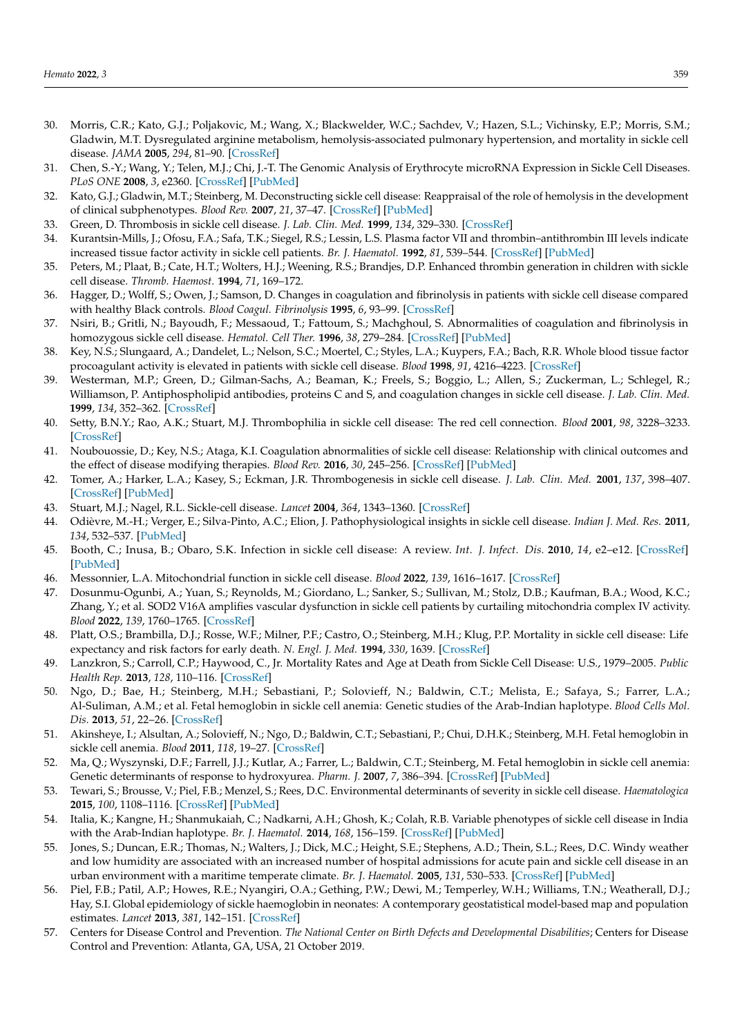30. Morris, C.R.; Kato, G.J.; Poljakovic, M.; Wang, X.; Blackwelder, W.C.; Sachdev, V.; Hazen, S.L.; Vichinsky, E.P.; Morris, S.M.; Gladwin, M.T. Dysregulated arginine metabolism, hemolysis-associated pulmonary hypertension, and mortality in sickle cell disease. *JAMA* **2005**, *294*, 81–90. [CrossRef]
31. Chen, S.-Y.; Wang, Y.; Telen, M.J.; Chi, J.-T. The Genomic Analysis of Erythrocyte microRNA Expression in Sickle Cell Diseases. *PLoS ONE* **2008**, *3*, e2360. [CrossRef] [PubMed]
32. Kato, G.J.; Gladwin, M.T.; Steinberg, M. Deconstructing sickle cell disease: Reappraisal of the role of hemolysis in the development of clinical subphenotypes. *Blood Rev.* **2007**, *21*, 37–47. [CrossRef] [PubMed]
33. Green, D. Thrombosis in sickle cell disease. *J. Lab. Clin. Med.* **1999**, *134*, 329–330. [CrossRef]
34. Kurantsin-Mills, J.; Ofosu, F.A.; Safa, T.K.; Siegel, R.S.; Lessin, L.S. Plasma factor VII and thrombin–antithrombin III levels indicate increased tissue factor activity in sickle cell patients. *Br. J. Haematol.* **1992**, *81*, 539–544. [CrossRef] [PubMed]
35. Peters, M.; Plaat, B.; Cate, H.T.; Wolters, H.J.; Weening, R.S.; Brandjes, D.P. Enhanced thrombin generation in children with sickle cell disease. *Thromb. Haemost.* **1994**, *71*, 169–172.
36. Hagger, D.; Wolff, S.; Owen, J.; Samson, D. Changes in coagulation and fibrinolysis in patients with sickle cell disease compared with healthy Black controls. *Blood Coagul. Fibrinolysis* **1995**, *6*, 93–99. [CrossRef]
37. Nsiri, B.; Gritli, N.; Bayoudh, F.; Messaoud, T.; Fattoum, S.; Machghoul, S. Abnormalities of coagulation and fibrinolysis in homozygous sickle cell disease. *Hematol. Cell Ther.* **1996**, *38*, 279–284. [CrossRef] [PubMed]
38. Key, N.S.; Slungaard, A.; Dandelet, L.; Nelson, S.C.; Moertel, C.; Styles, L.A.; Kuypers, F.A.; Bach, R.R. Whole blood tissue factor procoagulant activity is elevated in patients with sickle cell disease. *Blood* **1998**, *91*, 4216–4223. [CrossRef]
39. Westerman, M.P.; Green, D.; Gilman-Sachs, A.; Beaman, K.; Freels, S.; Boggio, L.; Allen, S.; Zuckerman, L.; Schlegel, R.; Williamson, P. Antiphospholipid antibodies, proteins C and S, and coagulation changes in sickle cell disease. *J. Lab. Clin. Med.* **1999**, *134*, 352–362. [CrossRef]
40. Setty, B.N.Y.; Rao, A.K.; Stuart, M.J. Thrombophilia in sickle cell disease: The red cell connection. *Blood* **2001**, *98*, 3228–3233. [CrossRef]
41. Noubouossie, D.; Key, N.S.; Ataga, K.I. Coagulation abnormalities of sickle cell disease: Relationship with clinical outcomes and the effect of disease modifying therapies. *Blood Rev.* **2016**, *30*, 245–256. [CrossRef] [PubMed]
42. Tomer, A.; Harker, L.A.; Kasey, S.; Eckman, J.R. Thrombogenesis in sickle cell disease. *J. Lab. Clin. Med.* **2001**, *137*, 398–407. [CrossRef] [PubMed]
43. Stuart, M.J.; Nagel, R.L. Sickle-cell disease. *Lancet* **2004**, *364*, 1343–1360. [CrossRef]
44. Odièvre, M.-H.; Verger, E.; Silva-Pinto, A.C.; Elion, J. Pathophysiological insights in sickle cell disease. *Indian J. Med. Res.* **2011**, *134*, 532–537. [PubMed]
45. Booth, C.; Inusa, B.; Obaro, S.K. Infection in sickle cell disease: A review. *Int. J. Infect. Dis.* **2010**, *14*, e2–e12. [CrossRef] [PubMed]
46. Messonnier, L.A. Mitochondrial function in sickle cell disease. *Blood* **2022**, *139*, 1616–1617. [CrossRef]
47. Dosunmu-Ogunbi, A.; Yuan, S.; Reynolds, M.; Giordano, L.; Sanker, S.; Sullivan, M.; Stolz, D.B.; Kaufman, B.A.; Wood, K.C.; Zhang, Y.; et al. SOD2 V16A amplifies vascular dysfunction in sickle cell patients by curtailing mitochondria complex IV activity. *Blood* **2022**, *139*, 1760–1765. [CrossRef]
48. Platt, O.S.; Brambilla, D.J.; Rosse, W.F.; Milner, P.F.; Castro, O.; Steinberg, M.H.; Klug, P.P. Mortality in sickle cell disease: Life expectancy and risk factors for early death. *N. Engl. J. Med.* **1994**, *330*, 1639. [CrossRef]
49. Lanzkron, S.; Carroll, C.P.; Haywood, C., Jr. Mortality Rates and Age at Death from Sickle Cell Disease: U.S., 1979–2005. *Public Health Rep.* **2013**, *128*, 110–116. [CrossRef]
50. Ngo, D.; Bae, H.; Steinberg, M.H.; Sebastiani, P.; Solovieff, N.; Baldwin, C.T.; Melista, E.; Safaya, S.; Farrer, L.A.; Al-Suliman, A.M.; et al. Fetal hemoglobin in sickle cell anemia: Genetic studies of the Arab-Indian haplotype. *Blood Cells Mol. Dis.* **2013**, *51*, 22–26. [CrossRef]
51. Akinsheye, I.; Alsultan, A.; Solovieff, N.; Ngo, D.; Baldwin, C.T.; Sebastiani, P.; Chui, D.H.K.; Steinberg, M.H. Fetal hemoglobin in sickle cell anemia. *Blood* **2011**, *118*, 19–27. [CrossRef]
52. Ma, Q.; Wyszynski, D.F.; Farrell, J.J.; Kutlar, A.; Farrer, L.; Baldwin, C.T.; Steinberg, M. Fetal hemoglobin in sickle cell anemia: Genetic determinants of response to hydroxyurea. *Pharm. J.* **2007**, *7*, 386–394. [CrossRef] [PubMed]
53. Tewari, S.; Brousse, V.; Piel, F.B.; Menzel, S.; Rees, D.C. Environmental determinants of severity in sickle cell disease. *Haematologica* **2015**, *100*, 1108–1116. [CrossRef] [PubMed]
54. Italia, K.; Kangne, H.; Shanmukaiah, C.; Nadkarni, A.H.; Ghosh, K.; Colah, R.B. Variable phenotypes of sickle cell disease in India with the Arab-Indian haplotype. *Br. J. Haematol.* **2014**, *168*, 156–159. [CrossRef] [PubMed]
55. Jones, S.; Duncan, E.R.; Thomas, N.; Walters, J.; Dick, M.C.; Height, S.E.; Stephens, A.D.; Thein, S.L.; Rees, D.C. Windy weather and low humidity are associated with an increased number of hospital admissions for acute pain and sickle cell disease in an urban environment with a maritime temperate climate. *Br. J. Haematol.* **2005**, *131*, 530–533. [CrossRef] [PubMed]
56. Piel, F.B.; Patil, A.P.; Howes, R.E.; Nyangiri, O.A.; Gething, P.W.; Dewi, M.; Temperley, W.H.; Williams, T.N.; Weatherall, D.J.; Hay, S.I. Global epidemiology of sickle haemoglobin in neonates: A contemporary geostatistical model-based map and population estimates. *Lancet* **2013**, *381*, 142–151. [CrossRef]
57. Centers for Disease Control and Prevention. *The National Center on Birth Defects and Developmental Disabilities*; Centers for Disease Control and Prevention: Atlanta, GA, USA, 21 October 2019.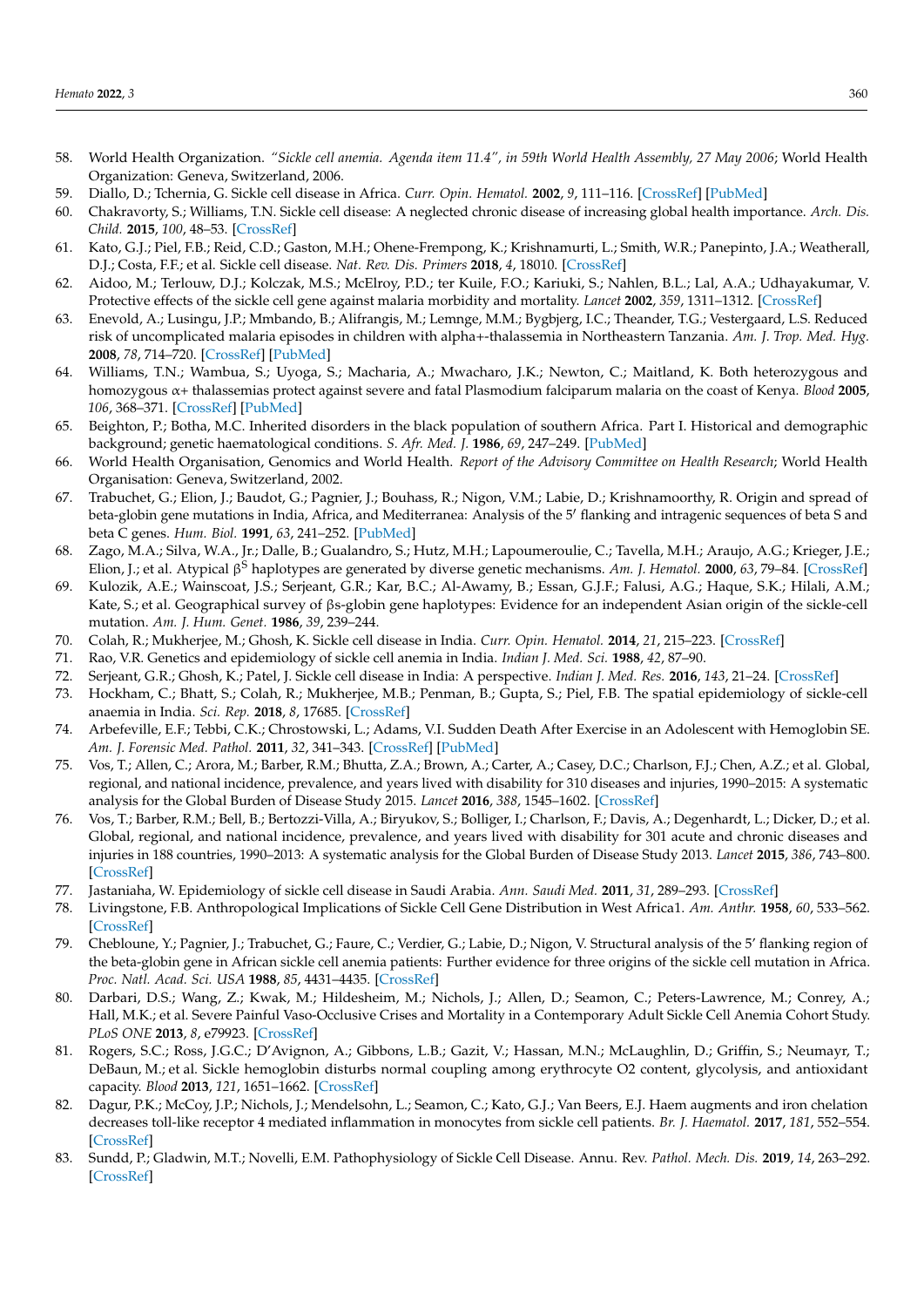58. World Health Organization. *"Sickle cell anemia. Agenda item 11.4", in 59th World Health Assembly, 27 May 2006*; World Health Organization: Geneva, Switzerland, 2006.
59. Diallo, D.; Tchernia, G. Sickle cell disease in Africa. *Curr. Opin. Hematol.* **2002**, *9*, 111–116. [CrossRef] [PubMed]
60. Chakravorty, S.; Williams, T.N. Sickle cell disease: A neglected chronic disease of increasing global health importance. *Arch. Dis. Child.* **2015**, *100*, 48–53. [CrossRef]
61. Kato, G.J.; Piel, F.B.; Reid, C.D.; Gaston, M.H.; Ohene-Frempong, K.; Krishnamurti, L.; Smith, W.R.; Panepinto, J.A.; Weatherall, D.J.; Costa, F.F.; et al. Sickle cell disease. *Nat. Rev. Dis. Primers* **2018**, *4*, 18010. [CrossRef]
62. Aidoo, M.; Terlouw, D.J.; Kolczak, M.S.; McElroy, P.D.; ter Kuile, F.O.; Kariuki, S.; Nahlen, B.L.; Lal, A.A.; Udhayakumar, V. Protective effects of the sickle cell gene against malaria morbidity and mortality. *Lancet* **2002**, *359*, 1311–1312. [CrossRef]
63. Enevold, A.; Lusingu, J.P.; Mmbando, B.; Alifrangis, M.; Lemnge, M.M.; Bygbjerg, I.C.; Theander, T.G.; Vestergaard, L.S. Reduced risk of uncomplicated malaria episodes in children with alpha+-thalassemia in Northeastern Tanzania. *Am. J. Trop. Med. Hyg.* **2008**, *78*, 714–720. [CrossRef] [PubMed]
64. Williams, T.N.; Wambua, S.; Uyoga, S.; Macharia, A.; Mwacharo, J.K.; Newton, C.; Maitland, K. Both heterozygous and homozygous α+ thalassemias protect against severe and fatal Plasmodium falciparum malaria on the coast of Kenya. *Blood* **2005**, *106*, 368–371. [CrossRef] [PubMed]
65. Beighton, P.; Botha, M.C. Inherited disorders in the black population of southern Africa. Part I. Historical and demographic background; genetic haematological conditions. *S. Afr. Med. J.* **1986**, *69*, 247–249. [PubMed]
66. World Health Organisation, Genomics and World Health. *Report of the Advisory Committee on Health Research*; World Health Organisation: Geneva, Switzerland, 2002.
67. Trabuchet, G.; Elion, J.; Baudot, G.; Pagnier, J.; Bouhass, R.; Nigon, V.M.; Labie, D.; Krishnamoorthy, R. Origin and spread of beta-globin gene mutations in India, Africa, and Mediterranea: Analysis of the 5′ flanking and intragenic sequences of beta S and beta C genes. *Hum. Biol.* **1991**, *63*, 241–252. [PubMed]
68. Zago, M.A.; Silva, W.A., Jr.; Dalle, B.; Gualandro, S.; Hutz, M.H.; Lapoumeroulie, C.; Tavella, M.H.; Araujo, A.G.; Krieger, J.E.; Elion, J.; et al. Atypical $\beta^S$ haplotypes are generated by diverse genetic mechanisms. *Am. J. Hematol.* **2000**, *63*, 79–84. [CrossRef]
69. Kulozik, A.E.; Wainscoat, J.S.; Serjeant, G.R.; Kar, B.C.; Al-Awamy, B.; Essan, G.J.F.; Falusi, A.G.; Haque, S.K.; Hilali, A.M.; Kate, S.; et al. Geographical survey of βs-globin gene haplotypes: Evidence for an independent Asian origin of the sickle-cell mutation. *Am. J. Hum. Genet.* **1986**, *39*, 239–244.
70. Colah, R.; Mukherjee, M.; Ghosh, K. Sickle cell disease in India. *Curr. Opin. Hematol.* **2014**, *21*, 215–223. [CrossRef]
71. Rao, V.R. Genetics and epidemiology of sickle cell anemia in India. *Indian J. Med. Sci.* **1988**, *42*, 87–90.
72. Serjeant, G.R.; Ghosh, K.; Patel, J. Sickle cell disease in India: A perspective. *Indian J. Med. Res.* **2016**, *143*, 21–24. [CrossRef]
73. Hockham, C.; Bhatt, S.; Colah, R.; Mukherjee, M.B.; Penman, B.; Gupta, S.; Piel, F.B. The spatial epidemiology of sickle-cell anaemia in India. *Sci. Rep.* **2018**, *8*, 17685. [CrossRef]
74. Arbefeville, E.F.; Tebbi, C.K.; Chrostowski, L.; Adams, V.I. Sudden Death After Exercise in an Adolescent with Hemoglobin SE. *Am. J. Forensic Med. Pathol.* **2011**, *32*, 341–343. [CrossRef] [PubMed]
75. Vos, T.; Allen, C.; Arora, M.; Barber, R.M.; Bhutta, Z.A.; Brown, A.; Carter, A.; Casey, D.C.; Charlson, F.J.; Chen, A.Z.; et al. Global, regional, and national incidence, prevalence, and years lived with disability for 310 diseases and injuries, 1990–2015: A systematic analysis for the Global Burden of Disease Study 2015. *Lancet* **2016**, *388*, 1545–1602. [CrossRef]
76. Vos, T.; Barber, R.M.; Bell, B.; Bertozzi-Villa, A.; Biryukov, S.; Bolliger, I.; Charlson, F.; Davis, A.; Degenhardt, L.; Dicker, D.; et al. Global, regional, and national incidence, prevalence, and years lived with disability for 301 acute and chronic diseases and injuries in 188 countries, 1990–2013: A systematic analysis for the Global Burden of Disease Study 2013. *Lancet* **2015**, *386*, 743–800. [CrossRef]
77. Jastaniaha, W. Epidemiology of sickle cell disease in Saudi Arabia. *Ann. Saudi Med.* **2011**, *31*, 289–293. [CrossRef]
78. Livingstone, F.B. Anthropological Implications of Sickle Cell Gene Distribution in West Africa1. *Am. Anthr.* **1958**, *60*, 533–562. [CrossRef]
79. Chebloune, Y.; Pagnier, J.; Trabuchet, G.; Faure, C.; Verdier, G.; Labie, D.; Nigon, V. Structural analysis of the 5′ flanking region of the beta-globin gene in African sickle cell anemia patients: Further evidence for three origins of the sickle cell mutation in Africa. *Proc. Natl. Acad. Sci. USA* **1988**, *85*, 4431–4435. [CrossRef]
80. Darbari, D.S.; Wang, Z.; Kwak, M.; Hildesheim, M.; Nichols, J.; Allen, D.; Seamon, C.; Peters-Lawrence, M.; Conrey, A.; Hall, M.K.; et al. Severe Painful Vaso-Occlusive Crises and Mortality in a Contemporary Adult Sickle Cell Anemia Cohort Study. *PLoS ONE* **2013**, *8*, e79923. [CrossRef]
81. Rogers, S.C.; Ross, J.G.C.; D'Avignon, A.; Gibbons, L.B.; Gazit, V.; Hassan, M.N.; McLaughlin, D.; Griffin, S.; Neumayr, T.; DeBaun, M.; et al. Sickle hemoglobin disturbs normal coupling among erythrocyte O2 content, glycolysis, and antioxidant capacity. *Blood* **2013**, *121*, 1651–1662. [CrossRef]
82. Dagur, P.K.; McCoy, J.P.; Nichols, J.; Mendelsohn, L.; Seamon, C.; Kato, G.J.; Van Beers, E.J. Haem augments and iron chelation decreases toll-like receptor 4 mediated inflammation in monocytes from sickle cell patients. *Br. J. Haematol.* **2017**, *181*, 552–554. [CrossRef]
83. Sundd, P.; Gladwin, M.T.; Novelli, E.M. Pathophysiology of Sickle Cell Disease. Annu. Rev. *Pathol. Mech. Dis.* **2019**, *14*, 263–292. [CrossRef]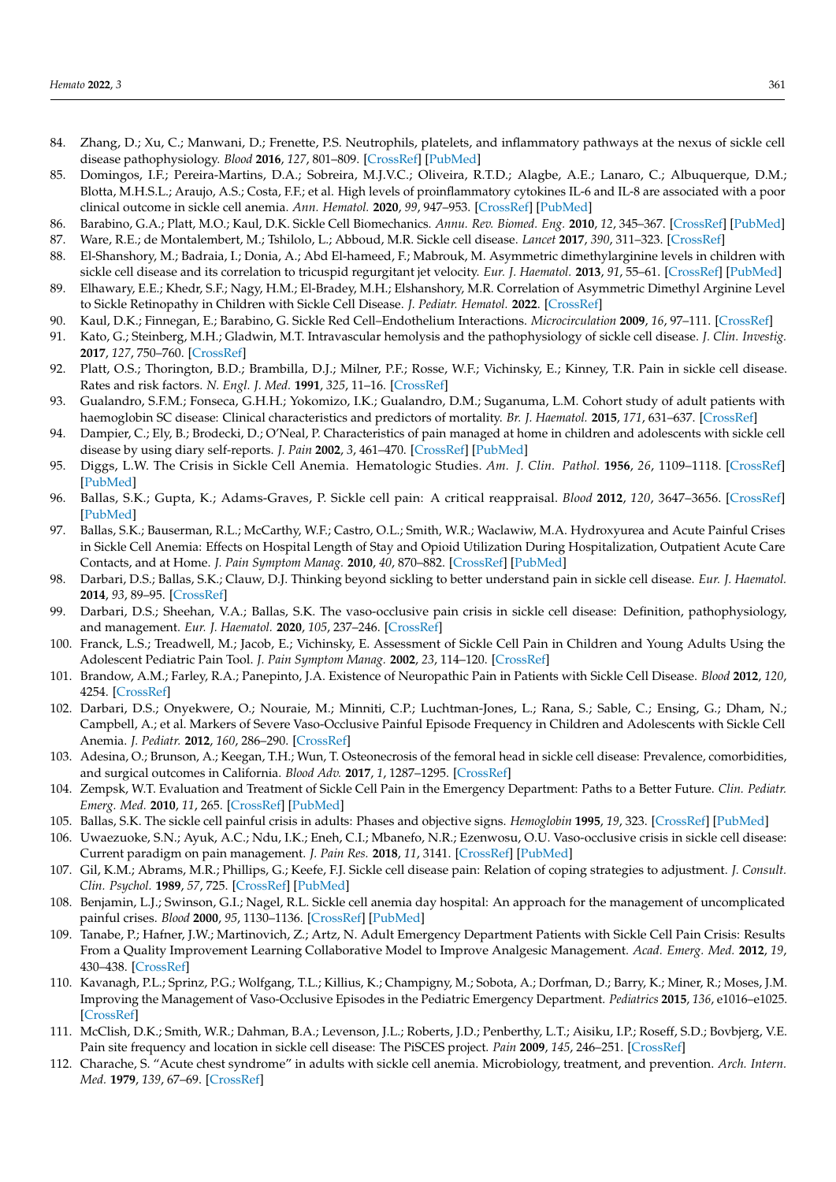84. Zhang, D.; Xu, C.; Manwani, D.; Frenette, P.S. Neutrophils, platelets, and inflammatory pathways at the nexus of sickle cell disease pathophysiology. *Blood* **2016**, *127*, 801–809. [CrossRef] [PubMed]
85. Domingos, I.F.; Pereira-Martins, D.A.; Sobreira, M.J.V.C.; Oliveira, R.T.D.; Alagbe, A.E.; Lanaro, C.; Albuquerque, D.M.; Blotta, M.H.S.L.; Araujo, A.S.; Costa, F.F.; et al. High levels of proinflammatory cytokines IL-6 and IL-8 are associated with a poor clinical outcome in sickle cell anemia. *Ann. Hematol.* **2020**, *99*, 947–953. [CrossRef] [PubMed]
86. Barabino, G.A.; Platt, M.O.; Kaul, D.K. Sickle Cell Biomechanics. *Annu. Rev. Biomed. Eng.* **2010**, *12*, 345–367. [CrossRef] [PubMed]
87. Ware, R.E.; de Montalembert, M.; Tshilolo, L.; Abboud, M.R. Sickle cell disease. *Lancet* **2017**, *390*, 311–323. [CrossRef]
88. El-Shanshory, M.; Badraia, I.; Donia, A.; Abd El-hameed, F.; Mabrouk, M. Asymmetric dimethylarginine levels in children with sickle cell disease and its correlation to tricuspid regurgitant jet velocity. *Eur. J. Haematol.* **2013**, *91*, 55–61. [CrossRef] [PubMed]
89. Elhawary, E.E.; Khedr, S.F.; Nagy, H.M.; El-Bradey, M.H.; Elshanshory, M.R. Correlation of Asymmetric Dimethyl Arginine Level to Sickle Retinopathy in Children with Sickle Cell Disease. *J. Pediatr. Hematol.* **2022**. [CrossRef]
90. Kaul, D.K.; Finnegan, E.; Barabino, G. Sickle Red Cell–Endothelium Interactions. *Microcirculation* **2009**, *16*, 97–111. [CrossRef]
91. Kato, G.; Steinberg, M.H.; Gladwin, M.T. Intravascular hemolysis and the pathophysiology of sickle cell disease. *J. Clin. Investig.* **2017**, *127*, 750–760. [CrossRef]
92. Platt, O.S.; Thorington, B.D.; Brambilla, D.J.; Milner, P.F.; Rosse, W.F.; Vichinsky, E.; Kinney, T.R. Pain in sickle cell disease. Rates and risk factors. *N. Engl. J. Med.* **1991**, *325*, 11–16. [CrossRef]
93. Gualandro, S.F.M.; Fonseca, G.H.H.; Yokomizo, I.K.; Gualandro, D.M.; Suganuma, L.M. Cohort study of adult patients with haemoglobin SC disease: Clinical characteristics and predictors of mortality. *Br. J. Haematol.* **2015**, *171*, 631–637. [CrossRef]
94. Dampier, C.; Ely, B.; Brodecki, D.; O'Neal, P. Characteristics of pain managed at home in children and adolescents with sickle cell disease by using diary self-reports. *J. Pain* **2002**, *3*, 461–470. [CrossRef] [PubMed]
95. Diggs, L.W. The Crisis in Sickle Cell Anemia. Hematologic Studies. *Am. J. Clin. Pathol.* **1956**, *26*, 1109–1118. [CrossRef] [PubMed]
96. Ballas, S.K.; Gupta, K.; Adams-Graves, P. Sickle cell pain: A critical reappraisal. *Blood* **2012**, *120*, 3647–3656. [CrossRef] [PubMed]
97. Ballas, S.K.; Bauserman, R.L.; McCarthy, W.F.; Castro, O.L.; Smith, W.R.; Waclawiw, M.A. Hydroxyurea and Acute Painful Crises in Sickle Cell Anemia: Effects on Hospital Length of Stay and Opioid Utilization During Hospitalization, Outpatient Acute Care Contacts, and at Home. *J. Pain Symptom Manag.* **2010**, *40*, 870–882. [CrossRef] [PubMed]
98. Darbari, D.S.; Ballas, S.K.; Clauw, D.J. Thinking beyond sickling to better understand pain in sickle cell disease. *Eur. J. Haematol.* **2014**, *93*, 89–95. [CrossRef]
99. Darbari, D.S.; Sheehan, V.A.; Ballas, S.K. The vaso-occlusive pain crisis in sickle cell disease: Definition, pathophysiology, and management. *Eur. J. Haematol.* **2020**, *105*, 237–246. [CrossRef]
100. Franck, L.S.; Treadwell, M.; Jacob, E.; Vichinsky, E. Assessment of Sickle Cell Pain in Children and Young Adults Using the Adolescent Pediatric Pain Tool. *J. Pain Symptom Manag.* **2002**, *23*, 114–120. [CrossRef]
101. Brandow, A.M.; Farley, R.A.; Panepinto, J.A. Existence of Neuropathic Pain in Patients with Sickle Cell Disease. *Blood* **2012**, *120*, 4254. [CrossRef]
102. Darbari, D.S.; Onyekwere, O.; Nouraie, M.; Minniti, C.P.; Luchtman-Jones, L.; Rana, S.; Sable, C.; Ensing, G.; Dham, N.; Campbell, A.; et al. Markers of Severe Vaso-Occlusive Painful Episode Frequency in Children and Adolescents with Sickle Cell Anemia. *J. Pediatr.* **2012**, *160*, 286–290. [CrossRef]
103. Adesina, O.; Brunson, A.; Keegan, T.H.; Wun, T. Osteonecrosis of the femoral head in sickle cell disease: Prevalence, comorbidities, and surgical outcomes in California. *Blood Adv.* **2017**, *1*, 1287–1295. [CrossRef]
104. Zempsk, W.T. Evaluation and Treatment of Sickle Cell Pain in the Emergency Department: Paths to a Better Future. *Clin. Pediatr. Emerg. Med.* **2010**, *11*, 265. [CrossRef] [PubMed]
105. Ballas, S.K. The sickle cell painful crisis in adults: Phases and objective signs. *Hemoglobin* **1995**, *19*, 323. [CrossRef] [PubMed]
106. Uwaezuoke, S.N.; Ayuk, A.C.; Ndu, I.K.; Eneh, C.I.; Mbanefo, N.R.; Ezenwosu, O.U. Vaso-occlusive crisis in sickle cell disease: Current paradigm on pain management. *J. Pain Res.* **2018**, *11*, 3141. [CrossRef] [PubMed]
107. Gil, K.M.; Abrams, M.R.; Phillips, G.; Keefe, F.J. Sickle cell disease pain: Relation of coping strategies to adjustment. *J. Consult. Clin. Psychol.* **1989**, *57*, 725. [CrossRef] [PubMed]
108. Benjamin, L.J.; Swinson, G.I.; Nagel, R.L. Sickle cell anemia day hospital: An approach for the management of uncomplicated painful crises. *Blood* **2000**, *95*, 1130–1136. [CrossRef] [PubMed]
109. Tanabe, P.; Hafner, J.W.; Martinovich, Z.; Artz, N. Adult Emergency Department Patients with Sickle Cell Pain Crisis: Results From a Quality Improvement Learning Collaborative Model to Improve Analgesic Management. *Acad. Emerg. Med.* **2012**, *19*, 430–438. [CrossRef]
110. Kavanagh, P.L.; Sprinz, P.G.; Wolfgang, T.L.; Killius, K.; Champigny, M.; Sobota, A.; Dorfman, D.; Barry, K.; Miner, R.; Moses, J.M. Improving the Management of Vaso-Occlusive Episodes in the Pediatric Emergency Department. *Pediatrics* **2015**, *136*, e1016–e1025. [CrossRef]
111. McClish, D.K.; Smith, W.R.; Dahman, B.A.; Levenson, J.L.; Roberts, J.D.; Penberthy, L.T.; Aisiku, I.P.; Roseff, S.D.; Bovbjerg, V.E. Pain site frequency and location in sickle cell disease: The PiSCES project. *Pain* **2009**, *145*, 246–251. [CrossRef]
112. Charache, S. "Acute chest syndrome" in adults with sickle cell anemia. Microbiology, treatment, and prevention. *Arch. Intern. Med.* **1979**, *139*, 67–69. [CrossRef]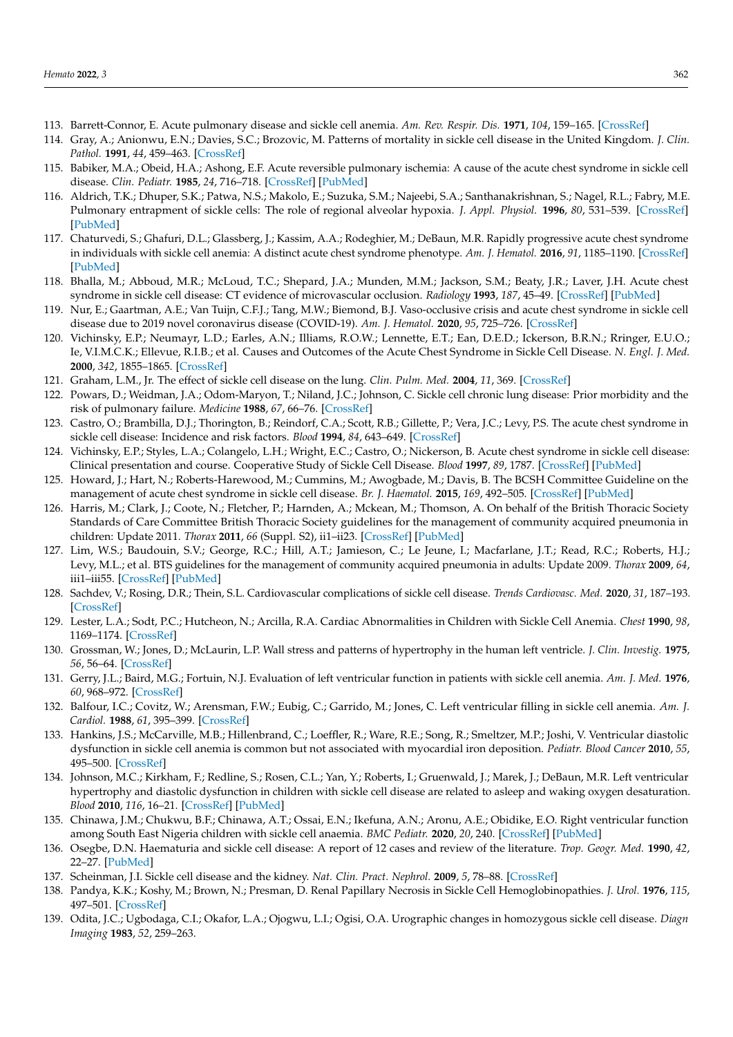113. Barrett-Connor, E. Acute pulmonary disease and sickle cell anemia. *Am. Rev. Respir. Dis.* **1971**, *104*, 159–165. [CrossRef]
114. Gray, A.; Anionwu, E.N.; Davies, S.C.; Brozovic, M. Patterns of mortality in sickle cell disease in the United Kingdom. *J. Clin. Pathol.* **1991**, *44*, 459–463. [CrossRef]
115. Babiker, M.A.; Obeid, H.A.; Ashong, E.F. Acute reversible pulmonary ischemia: A cause of the acute chest syndrome in sickle cell disease. *Clin. Pediatr.* **1985**, *24*, 716–718. [CrossRef] [PubMed]
116. Aldrich, T.K.; Dhuper, S.K.; Patwa, N.S.; Makolo, E.; Suzuka, S.M.; Najeebi, S.A.; Santhanakrishnan, S.; Nagel, R.L.; Fabry, M.E. Pulmonary entrapment of sickle cells: The role of regional alveolar hypoxia. *J. Appl. Physiol.* **1996**, *80*, 531–539. [CrossRef] [PubMed]
117. Chaturvedi, S.; Ghafuri, D.L.; Glassberg, J.; Kassim, A.A.; Rodeghier, M.; DeBaun, M.R. Rapidly progressive acute chest syndrome in individuals with sickle cell anemia: A distinct acute chest syndrome phenotype. *Am. J. Hematol.* **2016**, *91*, 1185–1190. [CrossRef] [PubMed]
118. Bhalla, M.; Abboud, M.R.; McLoud, T.C.; Shepard, J.A.; Munden, M.M.; Jackson, S.M.; Beaty, J.R.; Laver, J.H. Acute chest syndrome in sickle cell disease: CT evidence of microvascular occlusion. *Radiology* **1993**, *187*, 45–49. [CrossRef] [PubMed]
119. Nur, E.; Gaartman, A.E.; Van Tuijn, C.F.J.; Tang, M.W.; Biemond, B.J. Vaso-occlusive crisis and acute chest syndrome in sickle cell disease due to 2019 novel coronavirus disease (COVID-19). *Am. J. Hematol.* **2020**, *95*, 725–726. [CrossRef]
120. Vichinsky, E.P.; Neumayr, L.D.; Earles, A.N.; Illiams, R.O.W.; Lennette, E.T.; Ean, D.E.D.; Ickerson, B.R.N.; Rringer, E.U.O.; Ie, V.I.M.C.K.; Ellevue, R.I.B.; et al. Causes and Outcomes of the Acute Chest Syndrome in Sickle Cell Disease. *N. Engl. J. Med.* **2000**, *342*, 1855–1865. [CrossRef]
121. Graham, L.M., Jr. The effect of sickle cell disease on the lung. *Clin. Pulm. Med.* **2004**, *11*, 369. [CrossRef]
122. Powars, D.; Weidman, J.A.; Odom-Maryon, T.; Niland, J.C.; Johnson, C. Sickle cell chronic lung disease: Prior morbidity and the risk of pulmonary failure. *Medicine* **1988**, *67*, 66–76. [CrossRef]
123. Castro, O.; Brambilla, D.J.; Thorington, B.; Reindorf, C.A.; Scott, R.B.; Gillette, P.; Vera, J.C.; Levy, P.S. The acute chest syndrome in sickle cell disease: Incidence and risk factors. *Blood* **1994**, *84*, 643–649. [CrossRef]
124. Vichinsky, E.P.; Styles, L.A.; Colangelo, L.H.; Wright, E.C.; Castro, O.; Nickerson, B. Acute chest syndrome in sickle cell disease: Clinical presentation and course. Cooperative Study of Sickle Cell Disease. *Blood* **1997**, *89*, 1787. [CrossRef] [PubMed]
125. Howard, J.; Hart, N.; Roberts-Harewood, M.; Cummins, M.; Awogbade, M.; Davis, B. The BCSH Committee Guideline on the management of acute chest syndrome in sickle cell disease. *Br. J. Haematol.* **2015**, *169*, 492–505. [CrossRef] [PubMed]
126. Harris, M.; Clark, J.; Coote, N.; Fletcher, P.; Harnden, A.; Mckean, M.; Thomson, A. On behalf of the British Thoracic Society Standards of Care Committee British Thoracic Society guidelines for the management of community acquired pneumonia in children: Update 2011. *Thorax* **2011**, *66* (Suppl. S2), ii1–ii23. [CrossRef] [PubMed]
127. Lim, W.S.; Baudouin, S.V.; George, R.C.; Hill, A.T.; Jamieson, C.; Le Jeune, I.; Macfarlane, J.T.; Read, R.C.; Roberts, H.J.; Levy, M.L.; et al. BTS guidelines for the management of community acquired pneumonia in adults: Update 2009. *Thorax* **2009**, *64*, iii1–iii55. [CrossRef] [PubMed]
128. Sachdev, V.; Rosing, D.R.; Thein, S.L. Cardiovascular complications of sickle cell disease. *Trends Cardiovasc. Med.* **2020**, *31*, 187–193. [CrossRef]
129. Lester, L.A.; Sodt, P.C.; Hutcheon, N.; Arcilla, R.A. Cardiac Abnormalities in Children with Sickle Cell Anemia. *Chest* **1990**, *98*, 1169–1174. [CrossRef]
130. Grossman, W.; Jones, D.; McLaurin, L.P. Wall stress and patterns of hypertrophy in the human left ventricle. *J. Clin. Investig.* **1975**, *56*, 56–64. [CrossRef]
131. Gerry, J.L.; Baird, M.G.; Fortuin, N.J. Evaluation of left ventricular function in patients with sickle cell anemia. *Am. J. Med.* **1976**, *60*, 968–972. [CrossRef]
132. Balfour, I.C.; Covitz, W.; Arensman, F.W.; Eubig, C.; Garrido, M.; Jones, C. Left ventricular filling in sickle cell anemia. *Am. J. Cardiol.* **1988**, *61*, 395–399. [CrossRef]
133. Hankins, J.S.; McCarville, M.B.; Hillenbrand, C.; Loeffler, R.; Ware, R.E.; Song, R.; Smeltzer, M.P.; Joshi, V. Ventricular diastolic dysfunction in sickle cell anemia is common but not associated with myocardial iron deposition. *Pediatr. Blood Cancer* **2010**, *55*, 495–500. [CrossRef]
134. Johnson, M.C.; Kirkham, F.; Redline, S.; Rosen, C.L.; Yan, Y.; Roberts, I.; Gruenwald, J.; Marek, J.; DeBaun, M.R. Left ventricular hypertrophy and diastolic dysfunction in children with sickle cell disease are related to asleep and waking oxygen desaturation. *Blood* **2010**, *116*, 16–21. [CrossRef] [PubMed]
135. Chinawa, J.M.; Chukwu, B.F.; Chinawa, A.T.; Ossai, E.N.; Ikefuna, A.N.; Aronu, A.E.; Obidike, E.O. Right ventricular function among South East Nigeria children with sickle cell anaemia. *BMC Pediatr.* **2020**, *20*, 240. [CrossRef] [PubMed]
136. Osegbe, D.N. Haematuria and sickle cell disease: A report of 12 cases and review of the literature. *Trop. Geogr. Med.* **1990**, *42*, 22–27. [PubMed]
137. Scheinman, J.I. Sickle cell disease and the kidney. *Nat. Clin. Pract. Nephrol.* **2009**, *5*, 78–88. [CrossRef]
138. Pandya, K.K.; Koshy, M.; Brown, N.; Presman, D. Renal Papillary Necrosis in Sickle Cell Hemoglobinopathies. *J. Urol.* **1976**, *115*, 497–501. [CrossRef]
139. Odita, J.C.; Ugbodaga, C.I.; Okafor, L.A.; Ojogwu, L.I.; Ogisi, O.A. Urographic changes in homozygous sickle cell disease. *Diagn Imaging* **1983**, *52*, 259–263.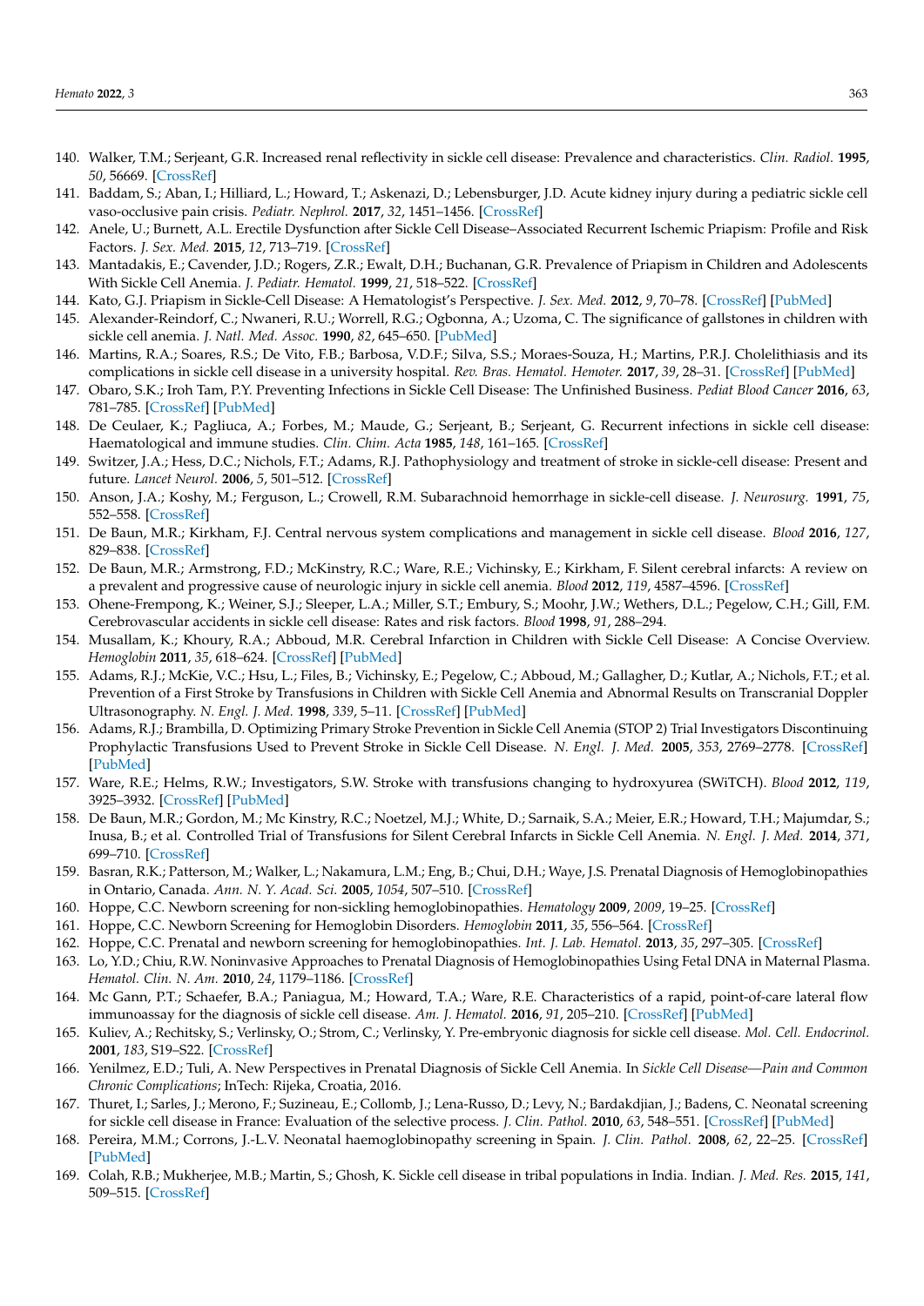140. Walker, T.M.; Serjeant, G.R. Increased renal reflectivity in sickle cell disease: Prevalence and characteristics. *Clin. Radiol.* **1995**, *50*, 56669. [CrossRef]
141. Baddam, S.; Aban, I.; Hilliard, L.; Howard, T.; Askenazi, D.; Lebensburger, J.D. Acute kidney injury during a pediatric sickle cell vaso-occlusive pain crisis. *Pediatr. Nephrol.* **2017**, *32*, 1451–1456. [CrossRef]
142. Anele, U.; Burnett, A.L. Erectile Dysfunction after Sickle Cell Disease–Associated Recurrent Ischemic Priapism: Profile and Risk Factors. *J. Sex. Med.* **2015**, *12*, 713–719. [CrossRef]
143. Mantadakis, E.; Cavender, J.D.; Rogers, Z.R.; Ewalt, D.H.; Buchanan, G.R. Prevalence of Priapism in Children and Adolescents With Sickle Cell Anemia. *J. Pediatr. Hematol.* **1999**, *21*, 518–522. [CrossRef]
144. Kato, G.J. Priapism in Sickle-Cell Disease: A Hematologist's Perspective. *J. Sex. Med.* **2012**, *9*, 70–78. [CrossRef] [PubMed]
145. Alexander-Reindorf, C.; Nwaneri, R.U.; Worrell, R.G.; Ogbonna, A.; Uzoma, C. The significance of gallstones in children with sickle cell anemia. *J. Natl. Med. Assoc.* **1990**, *82*, 645–650. [PubMed]
146. Martins, R.A.; Soares, R.S.; De Vito, F.B.; Barbosa, V.D.F.; Silva, S.S.; Moraes-Souza, H.; Martins, P.R.J. Cholelithiasis and its complications in sickle cell disease in a university hospital. *Rev. Bras. Hematol. Hemoter.* **2017**, *39*, 28–31. [CrossRef] [PubMed]
147. Obaro, S.K.; Iroh Tam, P.Y. Preventing Infections in Sickle Cell Disease: The Unfinished Business. *Pediat Blood Cancer* **2016**, *63*, 781–785. [CrossRef] [PubMed]
148. De Ceulaer, K.; Pagliuca, A.; Forbes, M.; Maude, G.; Serjeant, B.; Serjeant, G. Recurrent infections in sickle cell disease: Haematological and immune studies. *Clin. Chim. Acta* **1985**, *148*, 161–165. [CrossRef]
149. Switzer, J.A.; Hess, D.C.; Nichols, F.T.; Adams, R.J. Pathophysiology and treatment of stroke in sickle-cell disease: Present and future. *Lancet Neurol.* **2006**, *5*, 501–512. [CrossRef]
150. Anson, J.A.; Koshy, M.; Ferguson, L.; Crowell, R.M. Subarachnoid hemorrhage in sickle-cell disease. *J. Neurosurg.* **1991**, *75*, 552–558. [CrossRef]
151. De Baun, M.R.; Kirkham, F.J. Central nervous system complications and management in sickle cell disease. *Blood* **2016**, *127*, 829–838. [CrossRef]
152. De Baun, M.R.; Armstrong, F.D.; McKinstry, R.C.; Ware, R.E.; Vichinsky, E.; Kirkham, F. Silent cerebral infarcts: A review on a prevalent and progressive cause of neurologic injury in sickle cell anemia. *Blood* **2012**, *119*, 4587–4596. [CrossRef]
153. Ohene-Frempong, K.; Weiner, S.J.; Sleeper, L.A.; Miller, S.T.; Embury, S.; Moohr, J.W.; Wethers, D.L.; Pegelow, C.H.; Gill, F.M. Cerebrovascular accidents in sickle cell disease: Rates and risk factors. *Blood* **1998**, *91*, 288–294.
154. Musallam, K.; Khoury, R.A.; Abboud, M.R. Cerebral Infarction in Children with Sickle Cell Disease: A Concise Overview. *Hemoglobin* **2011**, *35*, 618–624. [CrossRef] [PubMed]
155. Adams, R.J.; McKie, V.C.; Hsu, L.; Files, B.; Vichinsky, E.; Pegelow, C.; Abboud, M.; Gallagher, D.; Kutlar, A.; Nichols, F.T.; et al. Prevention of a First Stroke by Transfusions in Children with Sickle Cell Anemia and Abnormal Results on Transcranial Doppler Ultrasonography. *N. Engl. J. Med.* **1998**, *339*, 5–11. [CrossRef] [PubMed]
156. Adams, R.J.; Brambilla, D. Optimizing Primary Stroke Prevention in Sickle Cell Anemia (STOP 2) Trial Investigators Discontinuing Prophylactic Transfusions Used to Prevent Stroke in Sickle Cell Disease. *N. Engl. J. Med.* **2005**, *353*, 2769–2778. [CrossRef] [PubMed]
157. Ware, R.E.; Helms, R.W.; Investigators, S.W. Stroke with transfusions changing to hydroxyurea (SWiTCH). *Blood* **2012**, *119*, 3925–3932. [CrossRef] [PubMed]
158. De Baun, M.R.; Gordon, M.; Mc Kinstry, R.C.; Noetzel, M.J.; White, D.; Sarnaik, S.A.; Meier, E.R.; Howard, T.H.; Majumdar, S.; Inusa, B.; et al. Controlled Trial of Transfusions for Silent Cerebral Infarcts in Sickle Cell Anemia. *N. Engl. J. Med.* **2014**, *371*, 699–710. [CrossRef]
159. Basran, R.K.; Patterson, M.; Walker, L.; Nakamura, L.M.; Eng, B.; Chui, D.H.; Waye, J.S. Prenatal Diagnosis of Hemoglobinopathies in Ontario, Canada. *Ann. N. Y. Acad. Sci.* **2005**, *1054*, 507–510. [CrossRef]
160. Hoppe, C.C. Newborn screening for non-sickling hemoglobinopathies. *Hematology* **2009**, *2009*, 19–25. [CrossRef]
161. Hoppe, C.C. Newborn Screening for Hemoglobin Disorders. *Hemoglobin* **2011**, *35*, 556–564. [CrossRef]
162. Hoppe, C.C. Prenatal and newborn screening for hemoglobinopathies. *Int. J. Lab. Hematol.* **2013**, *35*, 297–305. [CrossRef]
163. Lo, Y.D.; Chiu, R.W. Noninvasive Approaches to Prenatal Diagnosis of Hemoglobinopathies Using Fetal DNA in Maternal Plasma. *Hematol. Clin. N. Am.* **2010**, *24*, 1179–1186. [CrossRef]
164. Mc Gann, P.T.; Schaefer, B.A.; Paniagua, M.; Howard, T.A.; Ware, R.E. Characteristics of a rapid, point-of-care lateral flow immunoassay for the diagnosis of sickle cell disease. *Am. J. Hematol.* **2016**, *91*, 205–210. [CrossRef] [PubMed]
165. Kuliev, A.; Rechitsky, S.; Verlinsky, O.; Strom, C.; Verlinsky, Y. Pre-embryonic diagnosis for sickle cell disease. *Mol. Cell. Endocrinol.* **2001**, *183*, S19–S22. [CrossRef]
166. Yenilmez, E.D.; Tuli, A. New Perspectives in Prenatal Diagnosis of Sickle Cell Anemia. In *Sickle Cell Disease—Pain and Common Chronic Complications*; InTech: Rijeka, Croatia, 2016.
167. Thuret, I.; Sarles, J.; Merono, F.; Suzineau, E.; Collomb, J.; Lena-Russo, D.; Levy, N.; Bardakdjian, J.; Badens, C. Neonatal screening for sickle cell disease in France: Evaluation of the selective process. *J. Clin. Pathol.* **2010**, *63*, 548–551. [CrossRef] [PubMed]
168. Pereira, M.M.; Corrons, J.-L.V. Neonatal haemoglobinopathy screening in Spain. *J. Clin. Pathol.* **2008**, *62*, 22–25. [CrossRef] [PubMed]
169. Colah, R.B.; Mukherjee, M.B.; Martin, S.; Ghosh, K. Sickle cell disease in tribal populations in India. Indian. *J. Med. Res.* **2015**, *141*, 509–515. [CrossRef]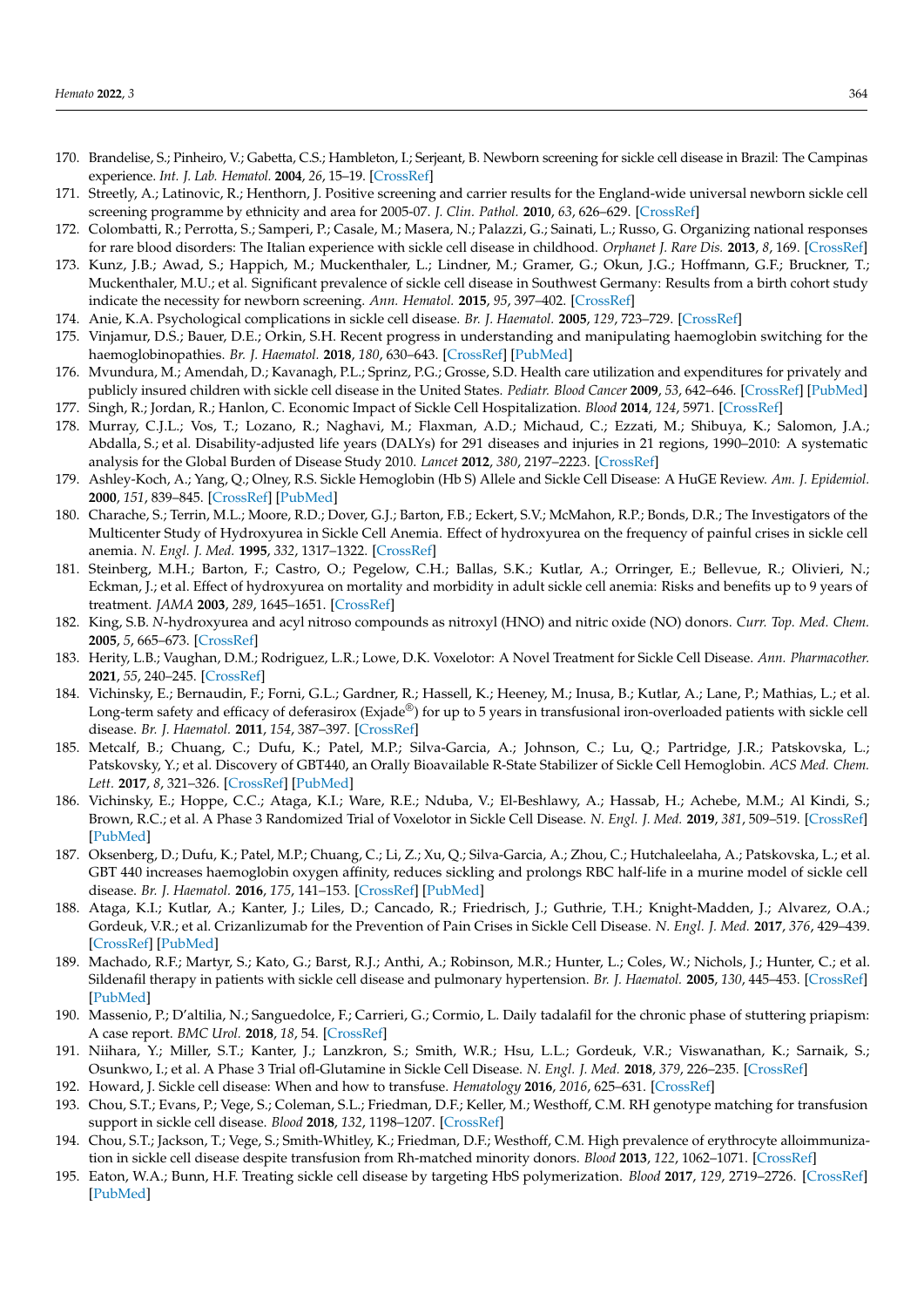170. Brandelise, S.; Pinheiro, V.; Gabetta, C.S.; Hambleton, I.; Serjeant, B. Newborn screening for sickle cell disease in Brazil: The Campinas experience. *Int. J. Lab. Hematol.* **2004**, *26*, 15–19. [CrossRef]
171. Streetly, A.; Latinovic, R.; Henthorn, J. Positive screening and carrier results for the England-wide universal newborn sickle cell screening programme by ethnicity and area for 2005-07. *J. Clin. Pathol.* **2010**, *63*, 626–629. [CrossRef]
172. Colombatti, R.; Perrotta, S.; Samperi, P.; Casale, M.; Masera, N.; Palazzi, G.; Sainati, L.; Russo, G. Organizing national responses for rare blood disorders: The Italian experience with sickle cell disease in childhood. *Orphanet J. Rare Dis.* **2013**, *8*, 169. [CrossRef]
173. Kunz, J.B.; Awad, S.; Happich, M.; Muckenthaler, L.; Lindner, M.; Gramer, G.; Okun, J.G.; Hoffmann, G.F.; Bruckner, T.; Muckenthaler, M.U.; et al. Significant prevalence of sickle cell disease in Southwest Germany: Results from a birth cohort study indicate the necessity for newborn screening. *Ann. Hematol.* **2015**, *95*, 397–402. [CrossRef]
174. Anie, K.A. Psychological complications in sickle cell disease. *Br. J. Haematol.* **2005**, *129*, 723–729. [CrossRef]
175. Vinjamur, D.S.; Bauer, D.E.; Orkin, S.H. Recent progress in understanding and manipulating haemoglobin switching for the haemoglobinopathies. *Br. J. Haematol.* **2018**, *180*, 630–643. [CrossRef] [PubMed]
176. Mvundura, M.; Amendah, D.; Kavanagh, P.L.; Sprinz, P.G.; Grosse, S.D. Health care utilization and expenditures for privately and publicly insured children with sickle cell disease in the United States. *Pediatr. Blood Cancer* **2009**, *53*, 642–646. [CrossRef] [PubMed]
177. Singh, R.; Jordan, R.; Hanlon, C. Economic Impact of Sickle Cell Hospitalization. *Blood* **2014**, *124*, 5971. [CrossRef]
178. Murray, C.J.L.; Vos, T.; Lozano, R.; Naghavi, M.; Flaxman, A.D.; Michaud, C.; Ezzati, M.; Shibuya, K.; Salomon, J.A.; Abdalla, S.; et al. Disability-adjusted life years (DALYs) for 291 diseases and injuries in 21 regions, 1990–2010: A systematic analysis for the Global Burden of Disease Study 2010. *Lancet* **2012**, *380*, 2197–2223. [CrossRef]
179. Ashley-Koch, A.; Yang, Q.; Olney, R.S. Sickle Hemoglobin (Hb S) Allele and Sickle Cell Disease: A HuGE Review. *Am. J. Epidemiol.* **2000**, *151*, 839–845. [CrossRef] [PubMed]
180. Charache, S.; Terrin, M.L.; Moore, R.D.; Dover, G.J.; Barton, F.B.; Eckert, S.V.; McMahon, R.P.; Bonds, D.R.; The Investigators of the Multicenter Study of Hydroxyurea in Sickle Cell Anemia. Effect of hydroxyurea on the frequency of painful crises in sickle cell anemia. *N. Engl. J. Med.* **1995**, *332*, 1317–1322. [CrossRef]
181. Steinberg, M.H.; Barton, F.; Castro, O.; Pegelow, C.H.; Ballas, S.K.; Kutlar, A.; Orringer, E.; Bellevue, R.; Olivieri, N.; Eckman, J.; et al. Effect of hydroxyurea on mortality and morbidity in adult sickle cell anemia: Risks and benefits up to 9 years of treatment. *JAMA* **2003**, *289*, 1645–1651. [CrossRef]
182. King, S.B. *N*-hydroxyurea and acyl nitroso compounds as nitroxyl (HNO) and nitric oxide (NO) donors. *Curr. Top. Med. Chem.* **2005**, *5*, 665–673. [CrossRef]
183. Herity, L.B.; Vaughan, D.M.; Rodriguez, L.R.; Lowe, D.K. Voxelotor: A Novel Treatment for Sickle Cell Disease. *Ann. Pharmacother.* **2021**, *55*, 240–245. [CrossRef]
184. Vichinsky, E.; Bernaudin, F.; Forni, G.L.; Gardner, R.; Hassell, K.; Heeney, M.; Inusa, B.; Kutlar, A.; Lane, P.; Mathias, L.; et al. Long-term safety and efficacy of deferasirox (Exjade®) for up to 5 years in transfusional iron-overloaded patients with sickle cell disease. *Br. J. Haematol.* **2011**, *154*, 387–397. [CrossRef]
185. Metcalf, B.; Chuang, C.; Dufu, K.; Patel, M.P.; Silva-Garcia, A.; Johnson, C.; Lu, Q.; Partridge, J.R.; Patskovska, L.; Patskovsky, Y.; et al. Discovery of GBT440, an Orally Bioavailable R-State Stabilizer of Sickle Cell Hemoglobin. *ACS Med. Chem. Lett.* **2017**, *8*, 321–326. [CrossRef] [PubMed]
186. Vichinsky, E.; Hoppe, C.C.; Ataga, K.I.; Ware, R.E.; Nduba, V.; El-Beshlawy, A.; Hassab, H.; Achebe, M.M.; Al Kindi, S.; Brown, R.C.; et al. A Phase 3 Randomized Trial of Voxelotor in Sickle Cell Disease. *N. Engl. J. Med.* **2019**, *381*, 509–519. [CrossRef] [PubMed]
187. Oksenberg, D.; Dufu, K.; Patel, M.P.; Chuang, C.; Li, Z.; Xu, Q.; Silva-Garcia, A.; Zhou, C.; Hutchaleelaha, A.; Patskovska, L.; et al. GBT 440 increases haemoglobin oxygen affinity, reduces sickling and prolongs RBC half-life in a murine model of sickle cell disease. *Br. J. Haematol.* **2016**, *175*, 141–153. [CrossRef] [PubMed]
188. Ataga, K.I.; Kutlar, A.; Kanter, J.; Liles, D.; Cancado, R.; Friedrisch, J.; Guthrie, T.H.; Knight-Madden, J.; Alvarez, O.A.; Gordeuk, V.R.; et al. Crizanlizumab for the Prevention of Pain Crises in Sickle Cell Disease. *N. Engl. J. Med.* **2017**, *376*, 429–439. [CrossRef] [PubMed]
189. Machado, R.F.; Martyr, S.; Kato, G.; Barst, R.J.; Anthi, A.; Robinson, M.R.; Hunter, L.; Coles, W.; Nichols, J.; Hunter, C.; et al. Sildenafil therapy in patients with sickle cell disease and pulmonary hypertension. *Br. J. Haematol.* **2005**, *130*, 445–453. [CrossRef] [PubMed]
190. Massenio, P.; D'altilia, N.; Sanguedolce, F.; Carrieri, G.; Cormio, L. Daily tadalafil for the chronic phase of stuttering priapism: A case report. *BMC Urol.* **2018**, *18*, 54. [CrossRef]
191. Niihara, Y.; Miller, S.T.; Kanter, J.; Lanzkron, S.; Smith, W.R.; Hsu, L.L.; Gordeuk, V.R.; Viswanathan, K.; Sarnaik, S.; Osunkwo, I.; et al. A Phase 3 Trial ofl-Glutamine in Sickle Cell Disease. *N. Engl. J. Med.* **2018**, *379*, 226–235. [CrossRef]
192. Howard, J. Sickle cell disease: When and how to transfuse. *Hematology* **2016**, *2016*, 625–631. [CrossRef]
193. Chou, S.T.; Evans, P.; Vege, S.; Coleman, S.L.; Friedman, D.F.; Keller, M.; Westhoff, C.M. RH genotype matching for transfusion support in sickle cell disease. *Blood* **2018**, *132*, 1198–1207. [CrossRef]
194. Chou, S.T.; Jackson, T.; Vege, S.; Smith-Whitley, K.; Friedman, D.F.; Westhoff, C.M. High prevalence of erythrocyte alloimmunization in sickle cell disease despite transfusion from Rh-matched minority donors. *Blood* **2013**, *122*, 1062–1071. [CrossRef]
195. Eaton, W.A.; Bunn, H.F. Treating sickle cell disease by targeting HbS polymerization. *Blood* **2017**, *129*, 2719–2726. [CrossRef] [PubMed]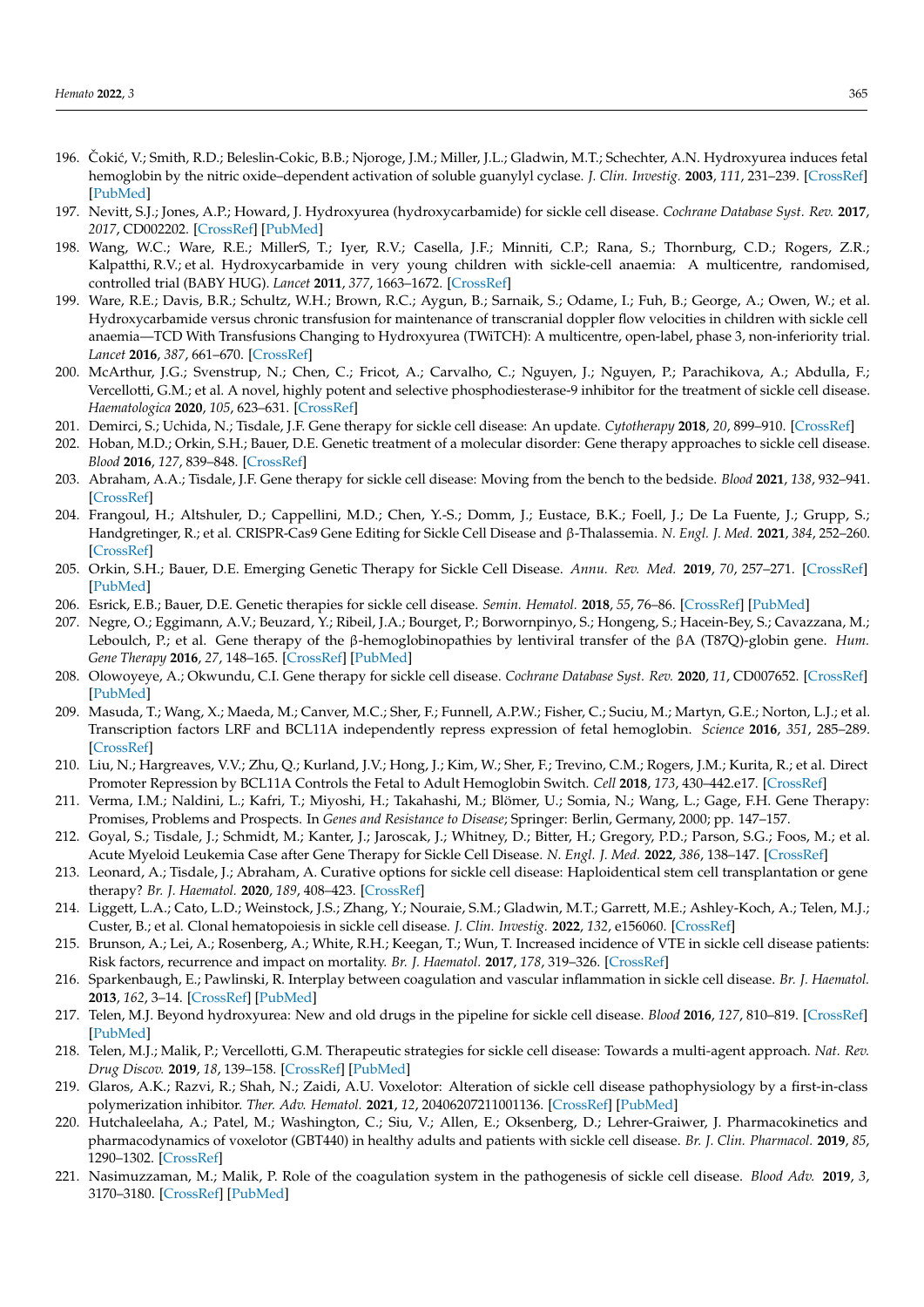196. Čokić, V.; Smith, R.D.; Beleslin-Cokic, B.B.; Njoroge, J.M.; Miller, J.L.; Gladwin, M.T.; Schechter, A.N. Hydroxyurea induces fetal hemoglobin by the nitric oxide–dependent activation of soluble guanylyl cyclase. *J. Clin. Investig.* **2003**, *111*, 231–239. [CrossRef] [PubMed]
197. Nevitt, S.J.; Jones, A.P.; Howard, J. Hydroxyurea (hydroxycarbamide) for sickle cell disease. *Cochrane Database Syst. Rev.* **2017**, *2017*, CD002202. [CrossRef] [PubMed]
198. Wang, W.C.; Ware, R.E.; MillerS, T.; Iyer, R.V.; Casella, J.F.; Minniti, C.P.; Rana, S.; Thornburg, C.D.; Rogers, Z.R.; Kalpatthi, R.V.; et al. Hydroxycarbamide in very young children with sickle-cell anaemia: A multicentre, randomised, controlled trial (BABY HUG). *Lancet* **2011**, *377*, 1663–1672. [CrossRef]
199. Ware, R.E.; Davis, B.R.; Schultz, W.H.; Brown, R.C.; Aygun, B.; Sarnaik, S.; Odame, I.; Fuh, B.; George, A.; Owen, W.; et al. Hydroxycarbamide versus chronic transfusion for maintenance of transcranial doppler flow velocities in children with sickle cell anaemia—TCD With Transfusions Changing to Hydroxyurea (TWiTCH): A multicentre, open-label, phase 3, non-inferiority trial. *Lancet* **2016**, *387*, 661–670. [CrossRef]
200. McArthur, J.G.; Svenstrup, N.; Chen, C.; Fricot, A.; Carvalho, C.; Nguyen, J.; Nguyen, P.; Parachikova, A.; Abdulla, F.; Vercellotti, G.M.; et al. A novel, highly potent and selective phosphodiesterase-9 inhibitor for the treatment of sickle cell disease. *Haematologica* **2020**, *105*, 623–631. [CrossRef]
201. Demirci, S.; Uchida, N.; Tisdale, J.F. Gene therapy for sickle cell disease: An update. *Cytotherapy* **2018**, *20*, 899–910. [CrossRef]
202. Hoban, M.D.; Orkin, S.H.; Bauer, D.E. Genetic treatment of a molecular disorder: Gene therapy approaches to sickle cell disease. *Blood* **2016**, *127*, 839–848. [CrossRef]
203. Abraham, A.A.; Tisdale, J.F. Gene therapy for sickle cell disease: Moving from the bench to the bedside. *Blood* **2021**, *138*, 932–941. [CrossRef]
204. Frangoul, H.; Altshuler, D.; Cappellini, M.D.; Chen, Y.-S.; Domm, J.; Eustace, B.K.; Foell, J.; De La Fuente, J.; Grupp, S.; Handgretinger, R.; et al. CRISPR-Cas9 Gene Editing for Sickle Cell Disease and β-Thalassemia. *N. Engl. J. Med.* **2021**, *384*, 252–260. [CrossRef]
205. Orkin, S.H.; Bauer, D.E. Emerging Genetic Therapy for Sickle Cell Disease. *Annu. Rev. Med.* **2019**, *70*, 257–271. [CrossRef] [PubMed]
206. Esrick, E.B.; Bauer, D.E. Genetic therapies for sickle cell disease. *Semin. Hematol.* **2018**, *55*, 76–86. [CrossRef] [PubMed]
207. Negre, O.; Eggimann, A.V.; Beuzard, Y.; Ribeil, J.A.; Bourget, P.; Borwornpinyo, S.; Hongeng, S.; Hacein-Bey, S.; Cavazzana, M.; Leboulch, P.; et al. Gene therapy of the β-hemoglobinopathies by lentiviral transfer of the βA (T87Q)-globin gene. *Hum. Gene Therapy* **2016**, *27*, 148–165. [CrossRef] [PubMed]
208. Olowoyeye, A.; Okwundu, C.I. Gene therapy for sickle cell disease. *Cochrane Database Syst. Rev.* **2020**, *11*, CD007652. [CrossRef] [PubMed]
209. Masuda, T.; Wang, X.; Maeda, M.; Canver, M.C.; Sher, F.; Funnell, A.P.W.; Fisher, C.; Suciu, M.; Martyn, G.E.; Norton, L.J.; et al. Transcription factors LRF and BCL11A independently repress expression of fetal hemoglobin. *Science* **2016**, *351*, 285–289. [CrossRef]
210. Liu, N.; Hargreaves, V.V.; Zhu, Q.; Kurland, J.V.; Hong, J.; Kim, W.; Sher, F.; Trevino, C.M.; Rogers, J.M.; Kurita, R.; et al. Direct Promoter Repression by BCL11A Controls the Fetal to Adult Hemoglobin Switch. *Cell* **2018**, *173*, 430–442.e17. [CrossRef]
211. Verma, I.M.; Naldini, L.; Kafri, T.; Miyoshi, H.; Takahashi, M.; Blömer, U.; Somia, N.; Wang, L.; Gage, F.H. Gene Therapy: Promises, Problems and Prospects. In *Genes and Resistance to Disease*; Springer: Berlin, Germany, 2000; pp. 147–157.
212. Goyal, S.; Tisdale, J.; Schmidt, M.; Kanter, J.; Jaroscak, J.; Whitney, D.; Bitter, H.; Gregory, P.D.; Parson, S.G.; Foos, M.; et al. Acute Myeloid Leukemia Case after Gene Therapy for Sickle Cell Disease. *N. Engl. J. Med.* **2022**, *386*, 138–147. [CrossRef]
213. Leonard, A.; Tisdale, J.; Abraham, A. Curative options for sickle cell disease: Haploidentical stem cell transplantation or gene therapy? *Br. J. Haematol.* **2020**, *189*, 408–423. [CrossRef]
214. Liggett, L.A.; Cato, L.D.; Weinstock, J.S.; Zhang, Y.; Nouraie, S.M.; Gladwin, M.T.; Garrett, M.E.; Ashley-Koch, A.; Telen, M.J.; Custer, B.; et al. Clonal hematopoiesis in sickle cell disease. *J. Clin. Investig.* **2022**, *132*, e156060. [CrossRef]
215. Brunson, A.; Lei, A.; Rosenberg, A.; White, R.H.; Keegan, T.; Wun, T. Increased incidence of VTE in sickle cell disease patients: Risk factors, recurrence and impact on mortality. *Br. J. Haematol.* **2017**, *178*, 319–326. [CrossRef]
216. Sparkenbaugh, E.; Pawlinski, R. Interplay between coagulation and vascular inflammation in sickle cell disease. *Br. J. Haematol.* **2013**, *162*, 3–14. [CrossRef] [PubMed]
217. Telen, M.J. Beyond hydroxyurea: New and old drugs in the pipeline for sickle cell disease. *Blood* **2016**, *127*, 810–819. [CrossRef] [PubMed]
218. Telen, M.J.; Malik, P.; Vercellotti, G.M. Therapeutic strategies for sickle cell disease: Towards a multi-agent approach. *Nat. Rev. Drug Discov.* **2019**, *18*, 139–158. [CrossRef] [PubMed]
219. Glaros, A.K.; Razvi, R.; Shah, N.; Zaidi, A.U. Voxelotor: Alteration of sickle cell disease pathophysiology by a first-in-class polymerization inhibitor. *Ther. Adv. Hematol.* **2021**, *12*, 20406207211001136. [CrossRef] [PubMed]
220. Hutchaleelaha, A.; Patel, M.; Washington, C.; Siu, V.; Allen, E.; Oksenberg, D.; Lehrer-Graiwer, J. Pharmacokinetics and pharmacodynamics of voxelotor (GBT440) in healthy adults and patients with sickle cell disease. *Br. J. Clin. Pharmacol.* **2019**, *85*, 1290–1302. [CrossRef]
221. Nasimuzzaman, M.; Malik, P. Role of the coagulation system in the pathogenesis of sickle cell disease. *Blood Adv.* **2019**, *3*, 3170–3180. [CrossRef] [PubMed]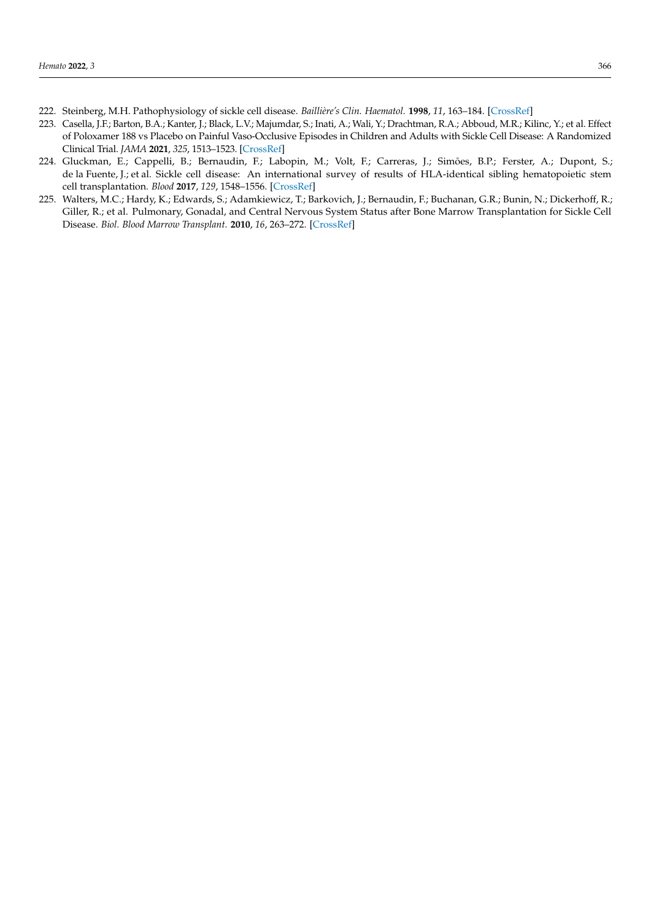222. Steinberg, M.H. Pathophysiology of sickle cell disease. *Baillière's Clin. Haematol.* **1998**, *11*, 163–184. [CrossRef]
223. Casella, J.F.; Barton, B.A.; Kanter, J.; Black, L.V.; Majumdar, S.; Inati, A.; Wali, Y.; Drachtman, R.A.; Abboud, M.R.; Kilinc, Y.; et al. Effect of Poloxamer 188 vs Placebo on Painful Vaso-Occlusive Episodes in Children and Adults with Sickle Cell Disease: A Randomized Clinical Trial. *JAMA* **2021**, *325*, 1513–1523. [CrossRef]
224. Gluckman, E.; Cappelli, B.; Bernaudin, F.; Labopin, M.; Volt, F.; Carreras, J.; Simões, B.P.; Ferster, A.; Dupont, S.; de la Fuente, J.; et al. Sickle cell disease: An international survey of results of HLA-identical sibling hematopoietic stem cell transplantation. *Blood* **2017**, *129*, 1548–1556. [CrossRef]
225. Walters, M.C.; Hardy, K.; Edwards, S.; Adamkiewicz, T.; Barkovich, J.; Bernaudin, F.; Buchanan, G.R.; Bunin, N.; Dickerhoff, R.; Giller, R.; et al. Pulmonary, Gonadal, and Central Nervous System Status after Bone Marrow Transplantation for Sickle Cell Disease. *Biol. Blood Marrow Transplant.* **2010**, *16*, 263–272. [CrossRef]